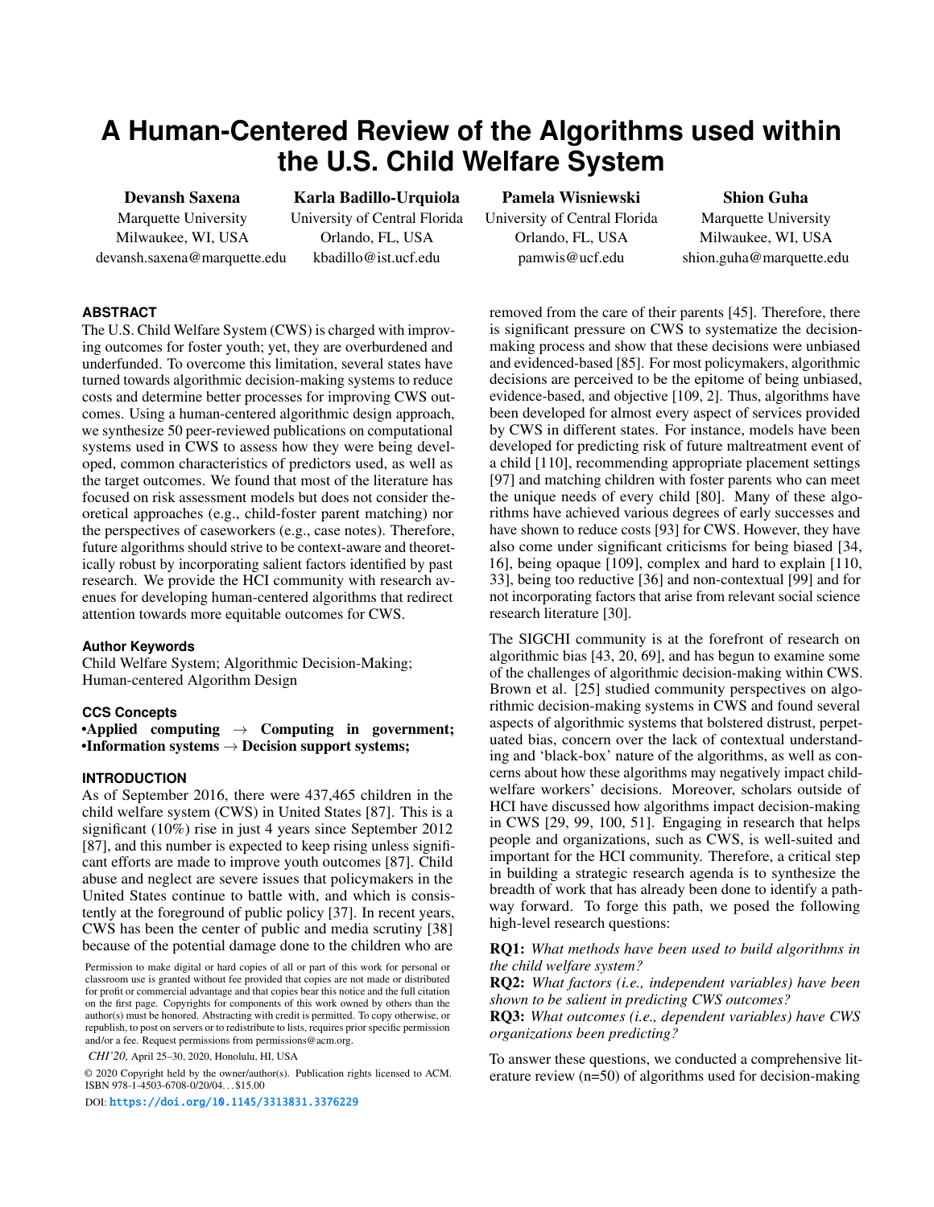# A Human-Centered Review of the Algorithms used within the U.S. Child Welfare System

**Devansh Saxena**
Marquette University
Milwaukee, WI, USA
devansh.saxena@marquette.edu

**Karla Badillo-Urquiola**
University of Central Florida
Orlando, FL, USA
kbadillo@ist.ucf.edu

**Pamela Wisniewski**
University of Central Florida
Orlando, FL, USA
pamwis@ucf.edu

**Shion Guha**
Marquette University
Milwaukee, WI, USA
shion.guha@marquette.edu

## ABSTRACT

The U.S. Child Welfare System (CWS) is charged with improving outcomes for foster youth; yet, they are overburdened and underfunded. To overcome this limitation, several states have turned towards algorithmic decision-making systems to reduce costs and determine better processes for improving CWS outcomes. Using a human-centered algorithmic design approach, we synthesize 50 peer-reviewed publications on computational systems used in CWS to assess how they were being developed, common characteristics of predictors used, as well as the target outcomes. We found that most of the literature has focused on risk assessment models but does not consider theoretical approaches (e.g., child-foster parent matching) nor the perspectives of caseworkers (e.g., case notes). Therefore, future algorithms should strive to be context-aware and theoretically robust by incorporating salient factors identified by past research. We provide the HCI community with research avenues for developing human-centered algorithms that redirect attention towards more equitable outcomes for CWS.

### Author Keywords

Child Welfare System; Algorithmic Decision-Making; Human-centered Algorithm Design

### CCS Concepts

•**Applied computing** → **Computing in government;** •**Information systems** → **Decision support systems;**

## INTRODUCTION

As of September 2016, there were 437,465 children in the child welfare system (CWS) in United States [87]. This is a significant (10%) rise in just 4 years since September 2012 [87], and this number is expected to keep rising unless significant efforts are made to improve youth outcomes [87]. Child abuse and neglect are severe issues that policymakers in the United States continue to battle with, and which is consistently at the foreground of public policy [37]. In recent years, CWS has been the center of public and media scrutiny [38] because of the potential damage done to the children who are removed from the care of their parents [45]. Therefore, there is significant pressure on CWS to systematize the decision-making process and show that these decisions were unbiased and evidenced-based [85]. For most policymakers, algorithmic decisions are perceived to be the epitome of being unbiased, evidence-based, and objective [109, 2]. Thus, algorithms have been developed for almost every aspect of services provided by CWS in different states. For instance, models have been developed for predicting risk of future maltreatment event of a child [110], recommending appropriate placement settings [97] and matching children with foster parents who can meet the unique needs of every child [80]. Many of these algorithms have achieved various degrees of early successes and have shown to reduce costs [93] for CWS. However, they have also come under significant criticisms for being biased [34, 16], being opaque [109], complex and hard to explain [110, 33], being too reductive [36] and non-contextual [99] and for not incorporating factors that arise from relevant social science research literature [30].

The SIGCHI community is at the forefront of research on algorithmic bias [43, 20, 69], and has begun to examine some of the challenges of algorithmic decision-making within CWS. Brown et al. [25] studied community perspectives on algorithmic decision-making systems in CWS and found several aspects of algorithmic systems that bolstered distrust, perpetuated bias, concern over the lack of contextual understanding and 'black-box' nature of the algorithms, as well as concerns about how these algorithms may negatively impact child-welfare workers' decisions. Moreover, scholars outside of HCI have discussed how algorithms impact decision-making in CWS [29, 99, 100, 51]. Engaging in research that helps people and organizations, such as CWS, is well-suited and important for the HCI community. Therefore, a critical step in building a strategic research agenda is to synthesize the breadth of work that has already been done to identify a pathway forward. To forge this path, we posed the following high-level research questions:

**RQ1:** *What methods have been used to build algorithms in the child welfare system?*
**RQ2:** *What factors (i.e., independent variables) have been shown to be salient in predicting CWS outcomes?*
**RQ3:** *What outcomes (i.e., dependent variables) have CWS organizations been predicting?*

To answer these questions, we conducted a comprehensive literature review (n=50) of algorithms used for decision-making

Permission to make digital or hard copies of all or part of this work for personal or classroom use is granted without fee provided that copies are not made or distributed for profit or commercial advantage and that copies bear this notice and the full citation on the first page. Copyrights for components of this work owned by others than the author(s) must be honored. Abstracting with credit is permitted. To copy otherwise, or republish, to post on servers or to redistribute to lists, requires prior specific permission and/or a fee. Request permissions from permissions@acm.org.

*CHI'20,* April 25–30, 2020, Honolulu, HI, USA

© 2020 Copyright held by the owner/author(s). Publication rights licensed to ACM. ISBN 978-1-4503-6708-0/20/04...$15.00

DOI: https://doi.org/10.1145/3313831.3376229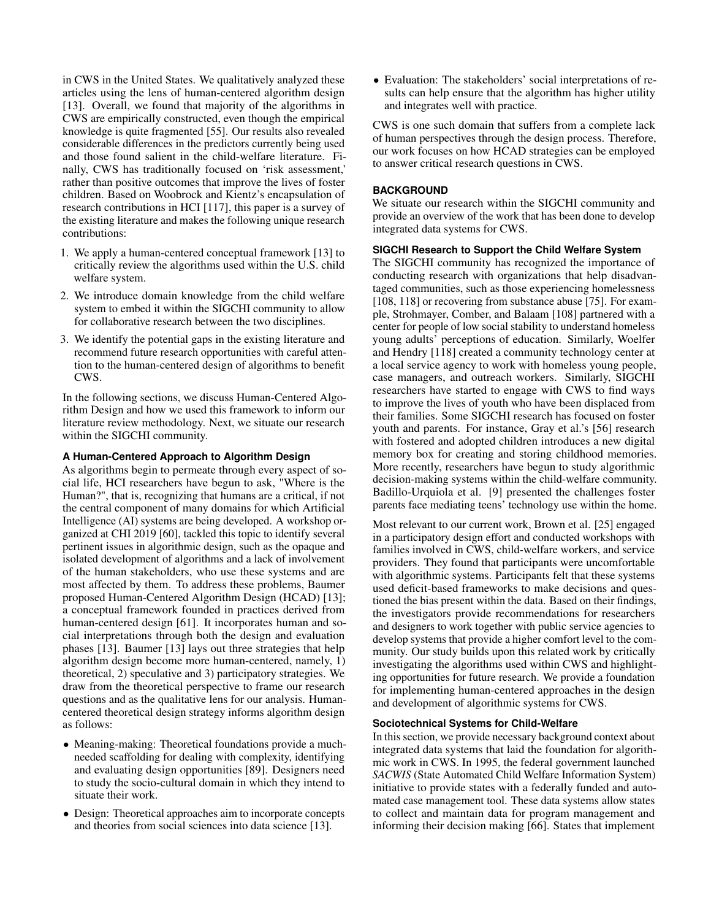in CWS in the United States. We qualitatively analyzed these articles using the lens of human-centered algorithm design [13]. Overall, we found that majority of the algorithms in CWS are empirically constructed, even though the empirical knowledge is quite fragmented [55]. Our results also revealed considerable differences in the predictors currently being used and those found salient in the child-welfare literature. Finally, CWS has traditionally focused on 'risk assessment,' rather than positive outcomes that improve the lives of foster children. Based on Woobrock and Kientz's encapsulation of research contributions in HCI [117], this paper is a survey of the existing literature and makes the following unique research contributions:

1. We apply a human-centered conceptual framework [13] to critically review the algorithms used within the U.S. child welfare system.
2. We introduce domain knowledge from the child welfare system to embed it within the SIGCHI community to allow for collaborative research between the two disciplines.
3. We identify the potential gaps in the existing literature and recommend future research opportunities with careful attention to the human-centered design of algorithms to benefit CWS.

In the following sections, we discuss Human-Centered Algorithm Design and how we used this framework to inform our literature review methodology. Next, we situate our research within the SIGCHI community.

### A Human-Centered Approach to Algorithm Design

As algorithms begin to permeate through every aspect of social life, HCI researchers have begun to ask, "Where is the Human?", that is, recognizing that humans are a critical, if not the central component of many domains for which Artificial Intelligence (AI) systems are being developed. A workshop organized at CHI 2019 [60], tackled this topic to identify several pertinent issues in algorithmic design, such as the opaque and isolated development of algorithms and a lack of involvement of the human stakeholders, who use these systems and are most affected by them. To address these problems, Baumer proposed Human-Centered Algorithm Design (HCAD) [13]; a conceptual framework founded in practices derived from human-centered design [61]. It incorporates human and social interpretations through both the design and evaluation phases [13]. Baumer [13] lays out three strategies that help algorithm design become more human-centered, namely, 1) theoretical, 2) speculative and 3) participatory strategies. We draw from the theoretical perspective to frame our research questions and as the qualitative lens for our analysis. Human-centered theoretical design strategy informs algorithm design as follows:

- Meaning-making: Theoretical foundations provide a much-needed scaffolding for dealing with complexity, identifying and evaluating design opportunities [89]. Designers need to study the socio-cultural domain in which they intend to situate their work.
- Design: Theoretical approaches aim to incorporate concepts and theories from social sciences into data science [13].
- Evaluation: The stakeholders' social interpretations of results can help ensure that the algorithm has higher utility and integrates well with practice.

CWS is one such domain that suffers from a complete lack of human perspectives through the design process. Therefore, our work focuses on how HCAD strategies can be employed to answer critical research questions in CWS.

## BACKGROUND

We situate our research within the SIGCHI community and provide an overview of the work that has been done to develop integrated data systems for CWS.

### SIGCHI Research to Support the Child Welfare System

The SIGCHI community has recognized the importance of conducting research with organizations that help disadvantaged communities, such as those experiencing homelessness [108, 118] or recovering from substance abuse [75]. For example, Strohmayer, Comber, and Balaam [108] partnered with a center for people of low social stability to understand homeless young adults' perceptions of education. Similarly, Woelfer and Hendry [118] created a community technology center at a local service agency to work with homeless young people, case managers, and outreach workers. Similarly, SIGCHI researchers have started to engage with CWS to find ways to improve the lives of youth who have been displaced from their families. Some SIGCHI research has focused on foster youth and parents. For instance, Gray et al.'s [56] research with fostered and adopted children introduces a new digital memory box for creating and storing childhood memories. More recently, researchers have begun to study algorithmic decision-making systems within the child-welfare community. Badillo-Urquiola et al. [9] presented the challenges foster parents face mediating teens' technology use within the home.

Most relevant to our current work, Brown et al. [25] engaged in a participatory design effort and conducted workshops with families involved in CWS, child-welfare workers, and service providers. They found that participants were uncomfortable with algorithmic systems. Participants felt that these systems used deficit-based frameworks to make decisions and questioned the bias present within the data. Based on their findings, the investigators provide recommendations for researchers and designers to work together with public service agencies to develop systems that provide a higher comfort level to the community. Our study builds upon this related work by critically investigating the algorithms used within CWS and highlighting opportunities for future research. We provide a foundation for implementing human-centered approaches in the design and development of algorithmic systems for CWS.

### Sociotechnical Systems for Child-Welfare

In this section, we provide necessary background context about integrated data systems that laid the foundation for algorithmic work in CWS. In 1995, the federal government launched *SACWIS* (State Automated Child Welfare Information System) initiative to provide states with a federally funded and automated case management tool. These data systems allow states to collect and maintain data for program management and informing their decision making [66]. States that implement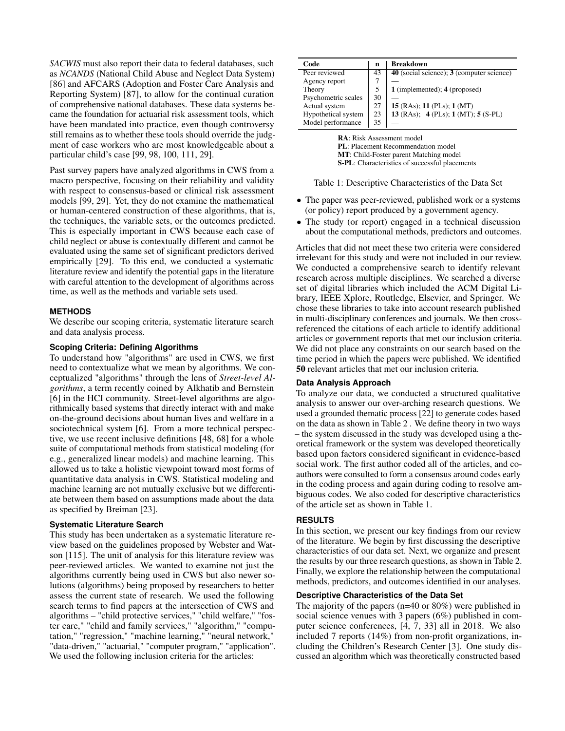*SACWIS* must also report their data to federal databases, such as *NCANDS* (National Child Abuse and Neglect Data System) [86] and AFCARS (Adoption and Foster Care Analysis and Reporting System) [87], to allow for the continual curation of comprehensive national databases. These data systems became the foundation for actuarial risk assessment tools, which have been mandated into practice, even though controversy still remains as to whether these tools should override the judgment of case workers who are most knowledgeable about a particular child's case [99, 98, 100, 111, 29].

Past survey papers have analyzed algorithms in CWS from a macro perspective, focusing on their reliability and validity with respect to consensus-based or clinical risk assessment models [99, 29]. Yet, they do not examine the mathematical or human-centered construction of these algorithms, that is, the techniques, the variable sets, or the outcomes predicted. This is especially important in CWS because each case of child neglect or abuse is contextually different and cannot be evaluated using the same set of significant predictors derived empirically [29]. To this end, we conducted a systematic literature review and identify the potential gaps in the literature with careful attention to the development of algorithms across time, as well as the methods and variable sets used.

## METHODS

We describe our scoping criteria, systematic literature search and data analysis process.

### Scoping Criteria: Defining Algorithms

To understand how "algorithms" are used in CWS, we first need to contextualize what we mean by algorithms. We conceptualized "algorithms" through the lens of *Street-level Algorithms*, a term recently coined by Alkhatib and Bernstein [6] in the HCI community. Street-level algorithms are algorithmically based systems that directly interact with and make on-the-ground decisions about human lives and welfare in a sociotechnical system [6]. From a more technical perspective, we use recent inclusive definitions [48, 68] for a whole suite of computational methods from statistical modeling (for e.g., generalized linear models) and machine learning. This allowed us to take a holistic viewpoint toward most forms of quantitative data analysis in CWS. Statistical modeling and machine learning are not mutually exclusive but we differentiate between them based on assumptions made about the data as specified by Breiman [23].

### Systematic Literature Search

This study has been undertaken as a systematic literature review based on the guidelines proposed by Webster and Watson [115]. The unit of analysis for this literature review was peer-reviewed articles. We wanted to examine not just the algorithms currently being used in CWS but also newer solutions (algorithms) being proposed by researchers to better assess the current state of research. We used the following search terms to find papers at the intersection of CWS and algorithms – "child protective services," "child welfare," "foster care," "child and family services," "algorithm," "computation," "regression," "machine learning," "neural network," "data-driven," "actuarial," "computer program," "application". We used the following inclusion criteria for the articles:

| Code | n | Breakdown |
|---|---|---|
| Peer reviewed | 43 | **40** (social science); **3** (computer science) |
| Agency report | 7 | — |
| Theory | 5 | **1** (implemented); **4** (proposed) |
| Psychometric scales | 30 | — |
| Actual system | 27 | **15** (RAs); **11** (PLs); **1** (MT) |
| Hypothetical system | 23 | **13** (RAs); **4** (PLs); **1** (MT); **5** (S-PL) |
| Model performance | 35 | — |

**RA**: Risk Assessment model
**PL**: Placement Recommendation model
**MT**: Child-Foster parent Matching model
**S-PL**: Characteristics of successful placements

Table 1: Descriptive Characteristics of the Data Set

- The paper was peer-reviewed, published work or a systems (or policy) report produced by a government agency.
- The study (or report) engaged in a technical discussion about the computational methods, predictors and outcomes.

Articles that did not meet these two criteria were considered irrelevant for this study and were not included in our review. We conducted a comprehensive search to identify relevant research across multiple disciplines. We searched a diverse set of digital libraries which included the ACM Digital Library, IEEE Xplore, Routledge, Elsevier, and Springer. We chose these libraries to take into account research published in multi-disciplinary conferences and journals. We then cross-referenced the citations of each article to identify additional articles or government reports that met our inclusion criteria. We did not place any constraints on our search based on the time period in which the papers were published. We identified **50** relevant articles that met our inclusion criteria.

### Data Analysis Approach

To analyze our data, we conducted a structured qualitative analysis to answer our over-arching research questions. We used a grounded thematic process [22] to generate codes based on the data as shown in Table 2 . We define theory in two ways – the system discussed in the study was developed using a theoretical framework or the system was developed theoretically based upon factors considered significant in evidence-based social work. The first author coded all of the articles, and co-authors were consulted to form a consensus around codes early in the coding process and again during coding to resolve ambiguous codes. We also coded for descriptive characteristics of the article set as shown in Table 1.

## RESULTS

In this section, we present our key findings from our review of the literature. We begin by first discussing the descriptive characteristics of our data set. Next, we organize and present the results by our three research questions, as shown in Table 2. Finally, we explore the relationship between the computational methods, predictors, and outcomes identified in our analyses.

### Descriptive Characteristics of the Data Set

The majority of the papers (n=40 or 80%) were published in social science venues with 3 papers (6%) published in computer science conferences, [4, 7, 33] all in 2018. We also included 7 reports (14%) from non-profit organizations, including the Children's Research Center [3]. One study discussed an algorithm which was theoretically constructed based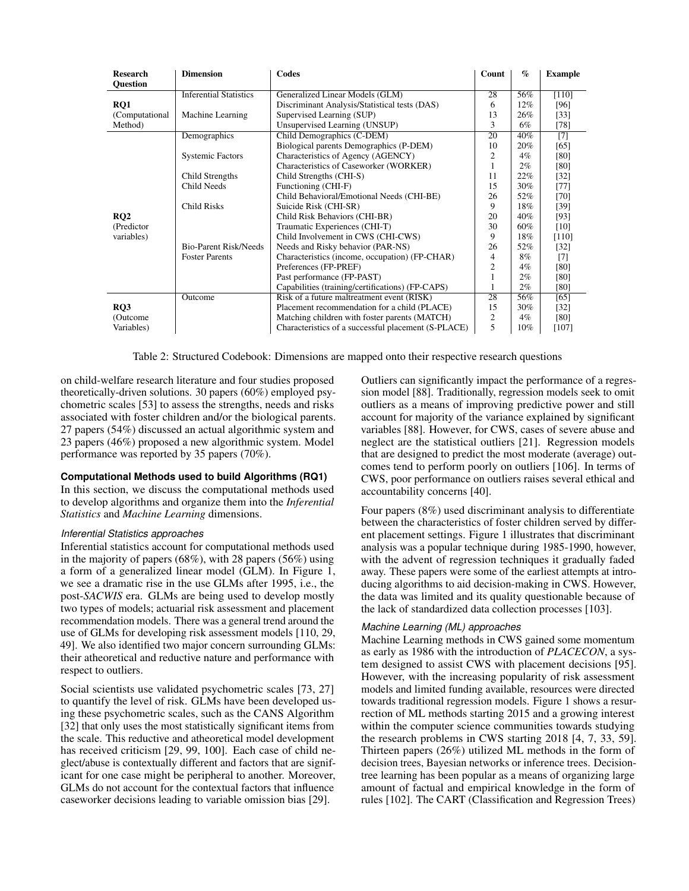| Research Question | Dimension | Codes | Count | % | Example |
|---|---|---|---|---|---|
| | Inferential Statistics | Generalized Linear Models (GLM) | 28 | 56% | [110] |
| RQ1 | | Discriminant Analysis/Statistical tests (DAS) | 6 | 12% | [96] |
| (Computational | Machine Learning | Supervised Learning (SUP) | 13 | 26% | [33] |
| Method) | | Unsupervised Learning (UNSUP) | 3 | 6% | [78] |
| | Demographics | Child Demographics (C-DEM) | 20 | 40% | [7] |
| | | Biological parents Demographics (P-DEM) | 10 | 20% | [65] |
| | Systemic Factors | Characteristics of Agency (AGENCY) | 2 | 4% | [80] |
| | | Characteristics of Caseworker (WORKER) | 1 | 2% | [80] |
| | Child Strengths | Child Strengths (CHI-S) | 11 | 22% | [32] |
| | Child Needs | Functioning (CHI-F) | 15 | 30% | [77] |
| | | Child Behavioral/Emotional Needs (CHI-BE) | 26 | 52% | [70] |
| | Child Risks | Suicide Risk (CHI-SR) | 9 | 18% | [39] |
| RQ2 | | Child Risk Behaviors (CHI-BR) | 20 | 40% | [93] |
| (Predictor | | Traumatic Experiences (CHI-T) | 30 | 60% | [10] |
| variables) | | Child Involvement in CWS (CHI-CWS) | 9 | 18% | [110] |
| | Bio-Parent Risk/Needs | Needs and Risky behavior (PAR-NS) | 26 | 52% | [32] |
| | Foster Parents | Characteristics (income, occupation) (FP-CHAR) | 4 | 8% | [7] |
| | | Preferences (FP-PREF) | 2 | 4% | [80] |
| | | Past performance (FP-PAST) | 1 | 2% | [80] |
| | | Capabilities (training/certifications) (FP-CAPS) | 1 | 2% | [80] |
| | Outcome | Risk of a future maltreatment event (RISK) | 28 | 56% | [65] |
| RQ3 | | Placement recommendation for a child (PLACE) | 15 | 30% | [32] |
| (Outcome | | Matching children with foster parents (MATCH) | 2 | 4% | [80] |
| Variables) | | Characteristics of a successful placement (S-PLACE) | 5 | 10% | [107] |

Table 2: Structured Codebook: Dimensions are mapped onto their respective research questions

on child-welfare research literature and four studies proposed theoretically-driven solutions. 30 papers (60%) employed psychometric scales [53] to assess the strengths, needs and risks associated with foster children and/or the biological parents. 27 papers (54%) discussed an actual algorithmic system and 23 papers (46%) proposed a new algorithmic system. Model performance was reported by 35 papers (70%).

### Computational Methods used to build Algorithms (RQ1)

In this section, we discuss the computational methods used to develop algorithms and organize them into the *Inferential Statistics* and *Machine Learning* dimensions.

#### *Inferential Statistics approaches*

Inferential statistics account for computational methods used in the majority of papers (68%), with 28 papers (56%) using a form of a generalized linear model (GLM). In Figure 1, we see a dramatic rise in the use GLMs after 1995, i.e., the post-*SACWIS* era. GLMs are being used to develop mostly two types of models; actuarial risk assessment and placement recommendation models. There was a general trend around the use of GLMs for developing risk assessment models [110, 29, 49]. We also identified two major concern surrounding GLMs: their atheoretical and reductive nature and performance with respect to outliers.

Social scientists use validated psychometric scales [73, 27] to quantify the level of risk. GLMs have been developed using these psychometric scales, such as the CANS Algorithm [32] that only uses the most statistically significant items from the scale. This reductive and atheoretical model development has received criticism [29, 99, 100]. Each case of child neglect/abuse is contextually different and factors that are significant for one case might be peripheral to another. Moreover, GLMs do not account for the contextual factors that influence caseworker decisions leading to variable omission bias [29].

Outliers can significantly impact the performance of a regression model [88]. Traditionally, regression models seek to omit outliers as a means of improving predictive power and still account for majority of the variance explained by significant variables [88]. However, for CWS, cases of severe abuse and neglect are the statistical outliers [21]. Regression models that are designed to predict the most moderate (average) outcomes tend to perform poorly on outliers [106]. In terms of CWS, poor performance on outliers raises several ethical and accountability concerns [40].

Four papers (8%) used discriminant analysis to differentiate between the characteristics of foster children served by different placement settings. Figure 1 illustrates that discriminant analysis was a popular technique during 1985-1990, however, with the advent of regression techniques it gradually faded away. These papers were some of the earliest attempts at introducing algorithms to aid decision-making in CWS. However, the data was limited and its quality questionable because of the lack of standardized data collection processes [103].

#### *Machine Learning (ML) approaches*

Machine Learning methods in CWS gained some momentum as early as 1986 with the introduction of *PLACECON*, a system designed to assist CWS with placement decisions [95]. However, with the increasing popularity of risk assessment models and limited funding available, resources were directed towards traditional regression models. Figure 1 shows a resurrection of ML methods starting 2015 and a growing interest within the computer science communities towards studying the research problems in CWS starting 2018 [4, 7, 33, 59]. Thirteen papers (26%) utilized ML methods in the form of decision trees, Bayesian networks or inference trees. Decision-tree learning has been popular as a means of organizing large amount of factual and empirical knowledge in the form of rules [102]. The CART (Classification and Regression Trees)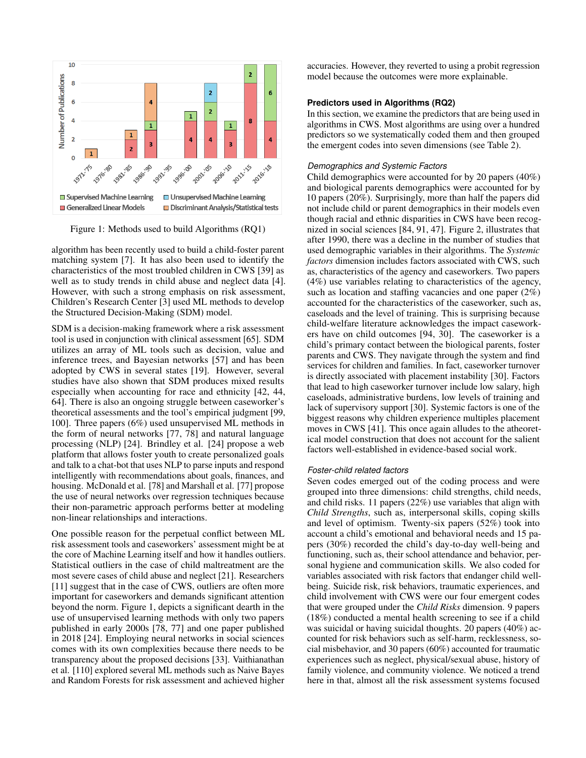Figure 1: Methods used to build Algorithms (RQ1)

algorithm has been recently used to build a child-foster parent matching system [7]. It has also been used to identify the characteristics of the most troubled children in CWS [39] as well as to study trends in child abuse and neglect data [4]. However, with such a strong emphasis on risk assessment, Children's Research Center [3] used ML methods to develop the Structured Decision-Making (SDM) model.

SDM is a decision-making framework where a risk assessment tool is used in conjunction with clinical assessment [65]. SDM utilizes an array of ML tools such as decision, value and inference trees, and Bayesian networks [57] and has been adopted by CWS in several states [19]. However, several studies have also shown that SDM produces mixed results especially when accounting for race and ethnicity [42, 44, 64]. There is also an ongoing struggle between caseworker's theoretical assessments and the tool's empirical judgment [99, 100]. Three papers (6%) used unsupervised ML methods in the form of neural networks [77, 78] and natural language processing (NLP) [24]. Brindley et al. [24] propose a web platform that allows foster youth to create personalized goals and talk to a chat-bot that uses NLP to parse inputs and respond intelligently with recommendations about goals, finances, and housing. McDonald et al. [78] and Marshall et al. [77] propose the use of neural networks over regression techniques because their non-parametric approach performs better at modeling non-linear relationships and interactions.

One possible reason for the perpetual conflict between ML risk assessment tools and caseworkers' assessment might be at the core of Machine Learning itself and how it handles outliers. Statistical outliers in the case of child maltreatment are the most severe cases of child abuse and neglect [21]. Researchers [11] suggest that in the case of CWS, outliers are often more important for caseworkers and demands significant attention beyond the norm. Figure 1, depicts a significant dearth in the use of unsupervised learning methods with only two papers published in early 2000s [78, 77] and one paper published in 2018 [24]. Employing neural networks in social sciences comes with its own complexities because there needs to be transparency about the proposed decisions [33]. Vaithianathan et al. [110] explored several ML methods such as Naive Bayes and Random Forests for risk assessment and achieved higher accuracies. However, they reverted to using a probit regression model because the outcomes were more explainable.

### Predictors used in Algorithms (RQ2)

In this section, we examine the predictors that are being used in algorithms in CWS. Most algorithms are using over a hundred predictors so we systematically coded them and then grouped the emergent codes into seven dimensions (see Table 2).

#### *Demographics and Systemic Factors*

Child demographics were accounted for by 20 papers (40%) and biological parents demographics were accounted for by 10 papers (20%). Surprisingly, more than half the papers did not include child or parent demographics in their models even though racial and ethnic disparities in CWS have been recognized in social sciences [84, 91, 47]. Figure 2, illustrates that after 1990, there was a decline in the number of studies that used demographic variables in their algorithms. The *Systemic factors* dimension includes factors associated with CWS, such as, characteristics of the agency and caseworkers. Two papers (4%) use variables relating to characteristics of the agency, such as location and staffing vacancies and one paper (2%) accounted for the characteristics of the caseworker, such as, caseloads and the level of training. This is surprising because child-welfare literature acknowledges the impact caseworkers have on child outcomes [94, 30]. The caseworker is a child's primary contact between the biological parents, foster parents and CWS. They navigate through the system and find services for children and families. In fact, caseworker turnover is directly associated with placement instability [30]. Factors that lead to high caseworker turnover include low salary, high caseloads, administrative burdens, low levels of training and lack of supervisory support [30]. Systemic factors is one of the biggest reasons why children experience multiples placement moves in CWS [41]. This once again alludes to the atheoretical model construction that does not account for the salient factors well-established in evidence-based social work.

#### *Foster-child related factors*

Seven codes emerged out of the coding process and were grouped into three dimensions: child strengths, child needs, and child risks. 11 papers (22%) use variables that align with *Child Strengths*, such as, interpersonal skills, coping skills and level of optimism. Twenty-six papers (52%) took into account a child's emotional and behavioral needs and 15 papers (30%) recorded the child's day-to-day well-being and functioning, such as, their school attendance and behavior, personal hygiene and communication skills. We also coded for variables associated with risk factors that endanger child well-being. Suicide risk, risk behaviors, traumatic experiences, and child involvement with CWS were our four emergent codes that were grouped under the *Child Risks* dimension. 9 papers (18%) conducted a mental health screening to see if a child was suicidal or having suicidal thoughts. 20 papers (40%) accounted for risk behaviors such as self-harm, recklessness, social misbehavior, and 30 papers (60%) accounted for traumatic experiences such as neglect, physical/sexual abuse, history of family violence, and community violence. We noticed a trend here in that, almost all the risk assessment systems focused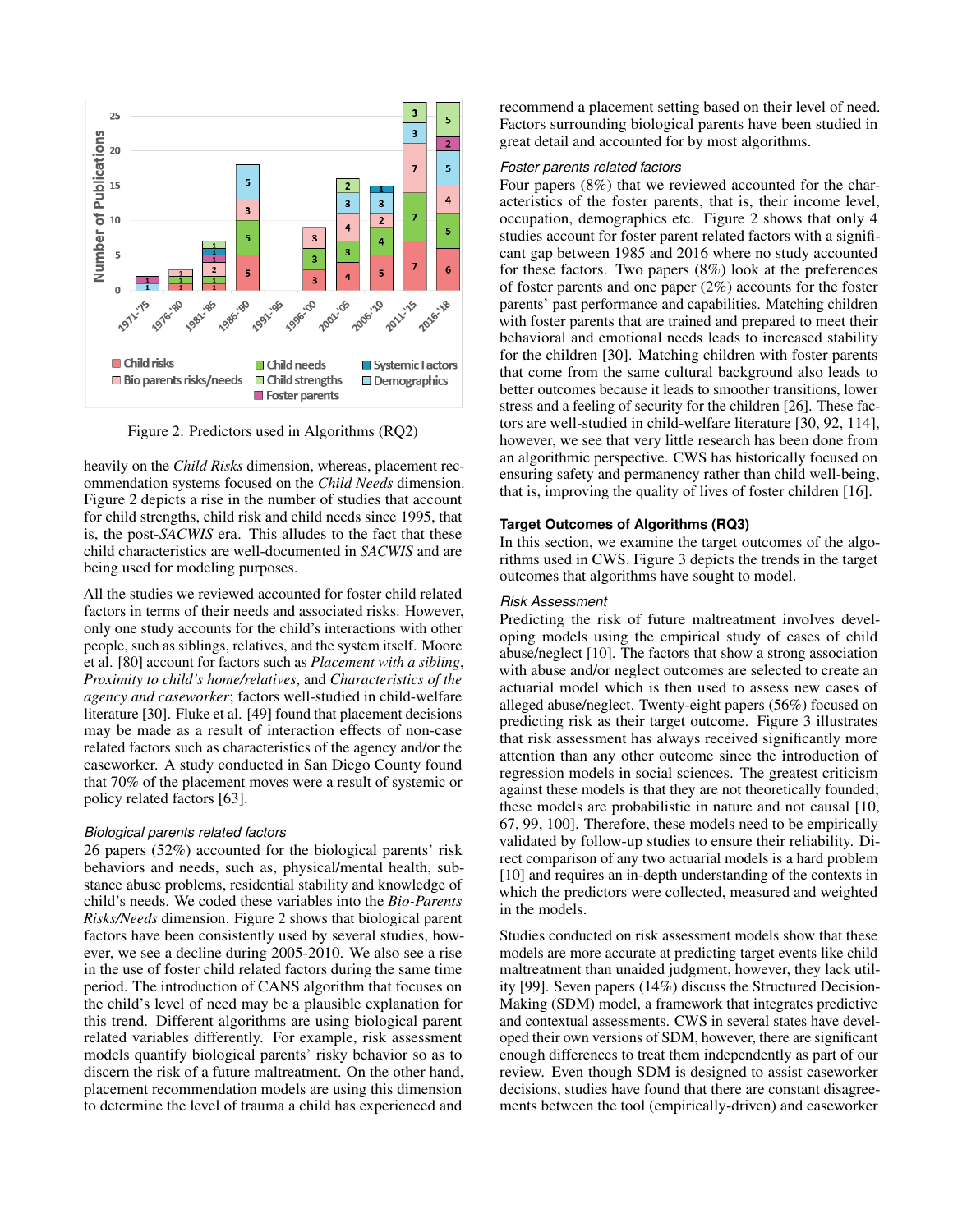Figure 2: Predictors used in Algorithms (RQ2)

heavily on the *Child Risks* dimension, whereas, placement recommendation systems focused on the *Child Needs* dimension. Figure 2 depicts a rise in the number of studies that account for child strengths, child risk and child needs since 1995, that is, the post-*SACWIS* era. This alludes to the fact that these child characteristics are well-documented in *SACWIS* and are being used for modeling purposes.

All the studies we reviewed accounted for foster child related factors in terms of their needs and associated risks. However, only one study accounts for the child's interactions with other people, such as siblings, relatives, and the system itself. Moore et al. [80] account for factors such as *Placement with a sibling*, *Proximity to child's home/relatives*, and *Characteristics of the agency and caseworker*; factors well-studied in child-welfare literature [30]. Fluke et al. [49] found that placement decisions may be made as a result of interaction effects of non-case related factors such as characteristics of the agency and/or the caseworker. A study conducted in San Diego County found that 70% of the placement moves were a result of systemic or policy related factors [63].

### *Biological parents related factors*

26 papers (52%) accounted for the biological parents' risk behaviors and needs, such as, physical/mental health, substance abuse problems, residential stability and knowledge of child's needs. We coded these variables into the *Bio-Parents Risks/Needs* dimension. Figure 2 shows that biological parent factors have been consistently used by several studies, however, we see a decline during 2005-2010. We also see a rise in the use of foster child related factors during the same time period. The introduction of CANS algorithm that focuses on the child's level of need may be a plausible explanation for this trend. Different algorithms are using biological parent related variables differently. For example, risk assessment models quantify biological parents' risky behavior so as to discern the risk of a future maltreatment. On the other hand, placement recommendation models are using this dimension to determine the level of trauma a child has experienced and recommend a placement setting based on their level of need. Factors surrounding biological parents have been studied in great detail and accounted for by most algorithms.

### *Foster parents related factors*

Four papers (8%) that we reviewed accounted for the characteristics of the foster parents, that is, their income level, occupation, demographics etc. Figure 2 shows that only 4 studies account for foster parent related factors with a significant gap between 1985 and 2016 where no study accounted for these factors. Two papers (8%) look at the preferences of foster parents and one paper (2%) accounts for the foster parents' past performance and capabilities. Matching children with foster parents that are trained and prepared to meet their behavioral and emotional needs leads to increased stability for the children [30]. Matching children with foster parents that come from the same cultural background also leads to better outcomes because it leads to smoother transitions, lower stress and a feeling of security for the children [26]. These factors are well-studied in child-welfare literature [30, 92, 114], however, we see that very little research has been done from an algorithmic perspective. CWS has historically focused on ensuring safety and permanency rather than child well-being, that is, improving the quality of lives of foster children [16].

## Target Outcomes of Algorithms (RQ3)

In this section, we examine the target outcomes of the algorithms used in CWS. Figure 3 depicts the trends in the target outcomes that algorithms have sought to model.

### *Risk Assessment*

Predicting the risk of future maltreatment involves developing models using the empirical study of cases of child abuse/neglect [10]. The factors that show a strong association with abuse and/or neglect outcomes are selected to create an actuarial model which is then used to assess new cases of alleged abuse/neglect. Twenty-eight papers (56%) focused on predicting risk as their target outcome. Figure 3 illustrates that risk assessment has always received significantly more attention than any other outcome since the introduction of regression models in social sciences. The greatest criticism against these models is that they are not theoretically founded; these models are probabilistic in nature and not causal [10, 67, 99, 100]. Therefore, these models need to be empirically validated by follow-up studies to ensure their reliability. Direct comparison of any two actuarial models is a hard problem [10] and requires an in-depth understanding of the contexts in which the predictors were collected, measured and weighted in the models.

Studies conducted on risk assessment models show that these models are more accurate at predicting target events like child maltreatment than unaided judgment, however, they lack utility [99]. Seven papers (14%) discuss the Structured Decision-Making (SDM) model, a framework that integrates predictive and contextual assessments. CWS in several states have developed their own versions of SDM, however, there are significant enough differences to treat them independently as part of our review. Even though SDM is designed to assist caseworker decisions, studies have found that there are constant disagreements between the tool (empirically-driven) and caseworker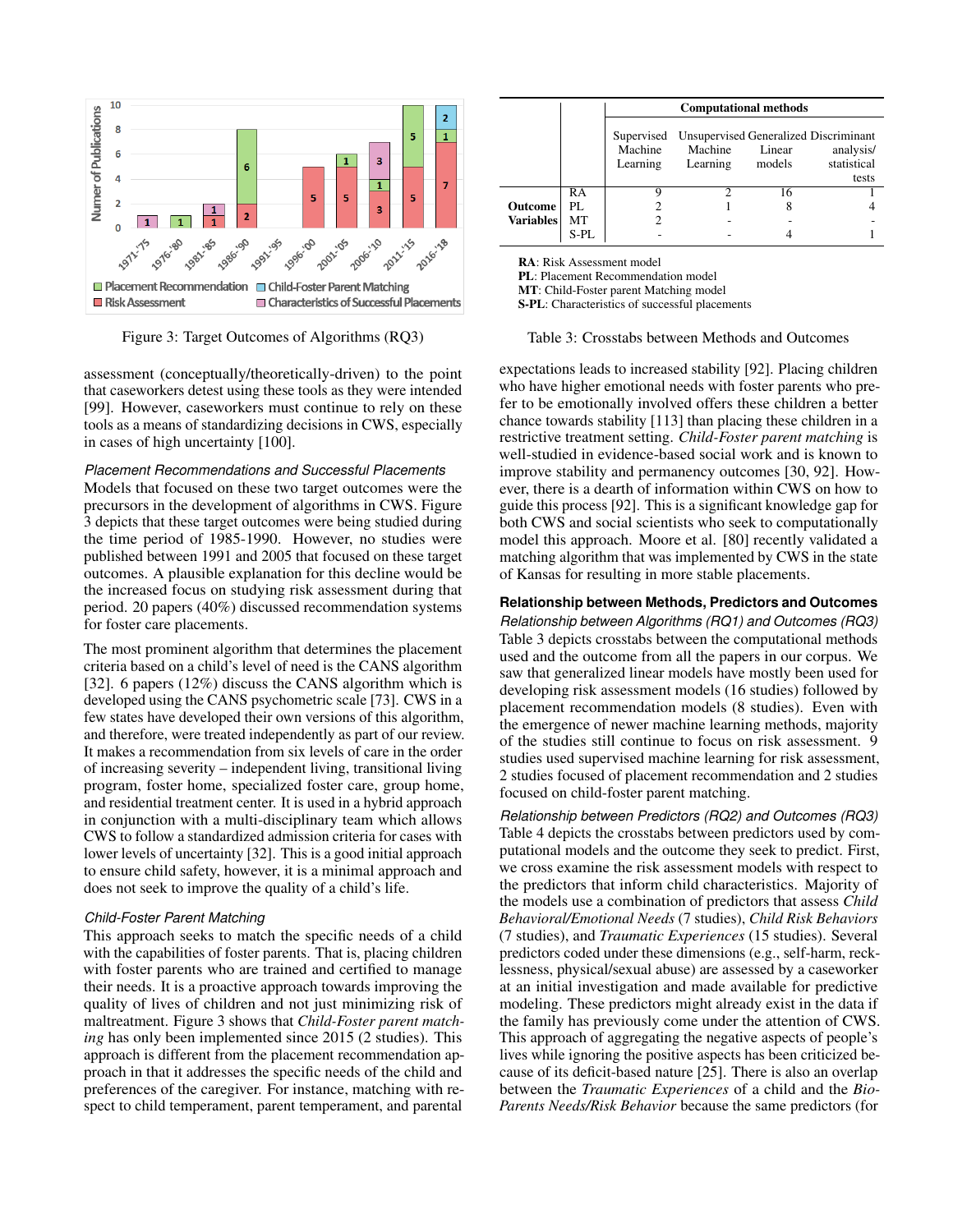Figure 3: Target Outcomes of Algorithms (RQ3)

| | | Computational methods | | | |
|---|---|---|---|---|---|
| | | Supervised Machine Learning | Unsupervised Machine Learning | Generalized Linear models | Discriminant analysis/ statistical tests |
| **Outcome Variables** | RA | 9 | 2 | 16 | 1 |
| | PL | 2 | 1 | 8 | 4 |
| | MT | 2 | - | - | - |
| | S-PL | - | - | 4 | 1 |

**RA**: Risk Assessment model
**PL**: Placement Recommendation model
**MT**: Child-Foster parent Matching model
**S-PL**: Characteristics of successful placements

Table 3: Crosstabs between Methods and Outcomes

assessment (conceptually/theoretically-driven) to the point that caseworkers detest using these tools as they were intended [99]. However, caseworkers must continue to rely on these tools as a means of standardizing decisions in CWS, especially in cases of high uncertainty [100].

*Placement Recommendations and Successful Placements*
Models that focused on these two target outcomes were the precursors in the development of algorithms in CWS. Figure 3 depicts that these target outcomes were being studied during the time period of 1985-1990. However, no studies were published between 1991 and 2005 that focused on these target outcomes. A plausible explanation for this decline would be the increased focus on studying risk assessment during that period. 20 papers (40%) discussed recommendation systems for foster care placements.

The most prominent algorithm that determines the placement criteria based on a child's level of need is the CANS algorithm [32]. 6 papers (12%) discuss the CANS algorithm which is developed using the CANS psychometric scale [73]. CWS in a few states have developed their own versions of this algorithm, and therefore, were treated independently as part of our review. It makes a recommendation from six levels of care in the order of increasing severity – independent living, transitional living program, foster home, specialized foster care, group home, and residential treatment center. It is used in a hybrid approach in conjunction with a multi-disciplinary team which allows CWS to follow a standardized admission criteria for cases with lower levels of uncertainty [32]. This is a good initial approach to ensure child safety, however, it is a minimal approach and does not seek to improve the quality of a child's life.

*Child-Foster Parent Matching*
This approach seeks to match the specific needs of a child with the capabilities of foster parents. That is, placing children with foster parents who are trained and certified to manage their needs. It is a proactive approach towards improving the quality of lives of children and not just minimizing risk of maltreatment. Figure 3 shows that *Child-Foster parent matching* has only been implemented since 2015 (2 studies). This approach is different from the placement recommendation approach in that it addresses the specific needs of the child and preferences of the caregiver. For instance, matching with respect to child temperament, parent temperament, and parental expectations leads to increased stability [92]. Placing children who have higher emotional needs with foster parents who prefer to be emotionally involved offers these children a better chance towards stability [113] than placing these children in a restrictive treatment setting. *Child-Foster parent matching* is well-studied in evidence-based social work and is known to improve stability and permanency outcomes [30, 92]. However, there is a dearth of information within CWS on how to guide this process [92]. This is a significant knowledge gap for both CWS and social scientists who seek to computationally model this approach. Moore et al. [80] recently validated a matching algorithm that was implemented by CWS in the state of Kansas for resulting in more stable placements.

**Relationship between Methods, Predictors and Outcomes**

*Relationship between Algorithms (RQ1) and Outcomes (RQ3)*
Table 3 depicts crosstabs between the computational methods used and the outcome from all the papers in our corpus. We saw that generalized linear models have mostly been used for developing risk assessment models (16 studies) followed by placement recommendation models (8 studies). Even with the emergence of newer machine learning methods, majority of the studies still continue to focus on risk assessment. 9 studies used supervised machine learning for risk assessment, 2 studies focused of placement recommendation and 2 studies focused on child-foster parent matching.

*Relationship between Predictors (RQ2) and Outcomes (RQ3)*
Table 4 depicts the crosstabs between predictors used by computational models and the outcome they seek to predict. First, we cross examine the risk assessment models with respect to the predictors that inform child characteristics. Majority of the models use a combination of predictors that assess *Child Behavioral/Emotional Needs* (7 studies), *Child Risk Behaviors* (7 studies), and *Traumatic Experiences* (15 studies). Several predictors coded under these dimensions (e.g., self-harm, recklessness, physical/sexual abuse) are assessed by a caseworker at an initial investigation and made available for predictive modeling. These predictors might already exist in the data if the family has previously come under the attention of CWS. This approach of aggregating the negative aspects of people's lives while ignoring the positive aspects has been criticized because of its deficit-based nature [25]. There is also an overlap between the *Traumatic Experiences* of a child and the *Bio-Parents Needs/Risk Behavior* because the same predictors (for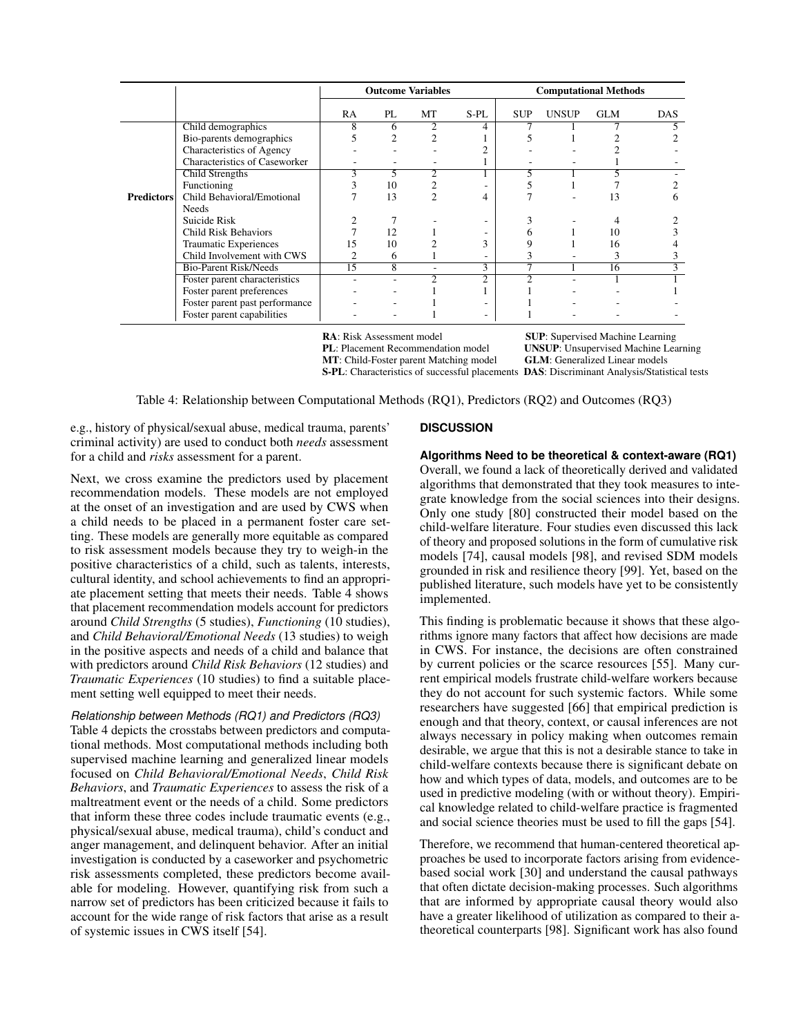| | | Outcome Variables | | | | Computational Methods | | | |
|---|---|---|---|---|---|---|---|---|---|
| | | RA | PL | MT | S-PL | SUP | UNSUP | GLM | DAS |
| **Predictors** | Child demographics | 8 | 6 | 2 | 4 | 7 | 1 | 7 | 5 |
| | Bio-parents demographics | 5 | 2 | 2 | 1 | 5 | 1 | 2 | 2 |
| | Characteristics of Agency | - | - | - | 2 | - | - | 2 | - |
| | Characteristics of Caseworker | - | - | - | 1 | - | - | 1 | - |
| | Child Strengths | 3 | 5 | 2 | 1 | 5 | 1 | 5 | - |
| | Functioning | 3 | 10 | 2 | - | 5 | 1 | 7 | 2 |
| | Child Behavioral/Emotional Needs | 7 | 13 | 2 | 4 | 7 | - | 13 | 6 |
| | Suicide Risk | 2 | 7 | - | - | 3 | - | 4 | 2 |
| | Child Risk Behaviors | 7 | 12 | 1 | - | 6 | 1 | 10 | 3 |
| | Traumatic Experiences | 15 | 10 | 2 | 3 | 9 | 1 | 16 | 4 |
| | Child Involvement with CWS | 2 | 6 | 1 | - | 3 | - | 3 | 3 |
| | Bio-Parent Risk/Needs | 15 | 8 | - | 3 | 7 | 1 | 16 | 3 |
| | Foster parent characteristics | - | - | 2 | 2 | 2 | - | 1 | 1 |
| | Foster parent preferences | - | - | 1 | 1 | 1 | - | - | 1 |
| | Foster parent past performance | - | - | 1 | - | 1 | - | - | - |
| | Foster parent capabilities | - | - | 1 | - | 1 | - | - | - |

**RA**: Risk Assessment model
**PL**: Placement Recommendation model
**MT**: Child-Foster parent Matching model
**S-PL**: Characteristics of successful placements
**SUP**: Supervised Machine Learning
**UNSUP**: Unsupervised Machine Learning
**GLM**: Generalized Linear models
**DAS**: Discriminant Analysis/Statistical tests

Table 4: Relationship between Computational Methods (RQ1), Predictors (RQ2) and Outcomes (RQ3)

e.g., history of physical/sexual abuse, medical trauma, parents' criminal activity) are used to conduct both *needs* assessment for a child and *risks* assessment for a parent.

Next, we cross examine the predictors used by placement recommendation models. These models are not employed at the onset of an investigation and are used by CWS when a child needs to be placed in a permanent foster care setting. These models are generally more equitable as compared to risk assessment models because they try to weigh-in the positive characteristics of a child, such as talents, interests, cultural identity, and school achievements to find an appropriate placement setting that meets their needs. Table 4 shows that placement recommendation models account for predictors around *Child Strengths* (5 studies), *Functioning* (10 studies), and *Child Behavioral/Emotional Needs* (13 studies) to weigh in the positive aspects and needs of a child and balance that with predictors around *Child Risk Behaviors* (12 studies) and *Traumatic Experiences* (10 studies) to find a suitable placement setting well equipped to meet their needs.

#### *Relationship between Methods (RQ1) and Predictors (RQ3)*

Table 4 depicts the crosstabs between predictors and computational methods. Most computational methods including both supervised machine learning and generalized linear models focused on *Child Behavioral/Emotional Needs*, *Child Risk Behaviors*, and *Traumatic Experiences* to assess the risk of a maltreatment event or the needs of a child. Some predictors that inform these three codes include traumatic events (e.g., physical/sexual abuse, medical trauma), child's conduct and anger management, and delinquent behavior. After an initial investigation is conducted by a caseworker and psychometric risk assessments completed, these predictors become available for modeling. However, quantifying risk from such a narrow set of predictors has been criticized because it fails to account for the wide range of risk factors that arise as a result of systemic issues in CWS itself [54].

## DISCUSSION

### Algorithms Need to be theoretical & context-aware (RQ1)

Overall, we found a lack of theoretically derived and validated algorithms that demonstrated that they took measures to integrate knowledge from the social sciences into their designs. Only one study [80] constructed their model based on the child-welfare literature. Four studies even discussed this lack of theory and proposed solutions in the form of cumulative risk models [74], causal models [98], and revised SDM models grounded in risk and resilience theory [99]. Yet, based on the published literature, such models have yet to be consistently implemented.

This finding is problematic because it shows that these algorithms ignore many factors that affect how decisions are made in CWS. For instance, the decisions are often constrained by current policies or the scarce resources [55]. Many current empirical models frustrate child-welfare workers because they do not account for such systemic factors. While some researchers have suggested [66] that empirical prediction is enough and that theory, context, or causal inferences are not always necessary in policy making when outcomes remain desirable, we argue that this is not a desirable stance to take in child-welfare contexts because there is significant debate on how and which types of data, models, and outcomes are to be used in predictive modeling (with or without theory). Empirical knowledge related to child-welfare practice is fragmented and social science theories must be used to fill the gaps [54].

Therefore, we recommend that human-centered theoretical approaches be used to incorporate factors arising from evidence-based social work [30] and understand the causal pathways that often dictate decision-making processes. Such algorithms that are informed by appropriate causal theory would also have a greater likelihood of utilization as compared to their a-theoretical counterparts [98]. Significant work has also found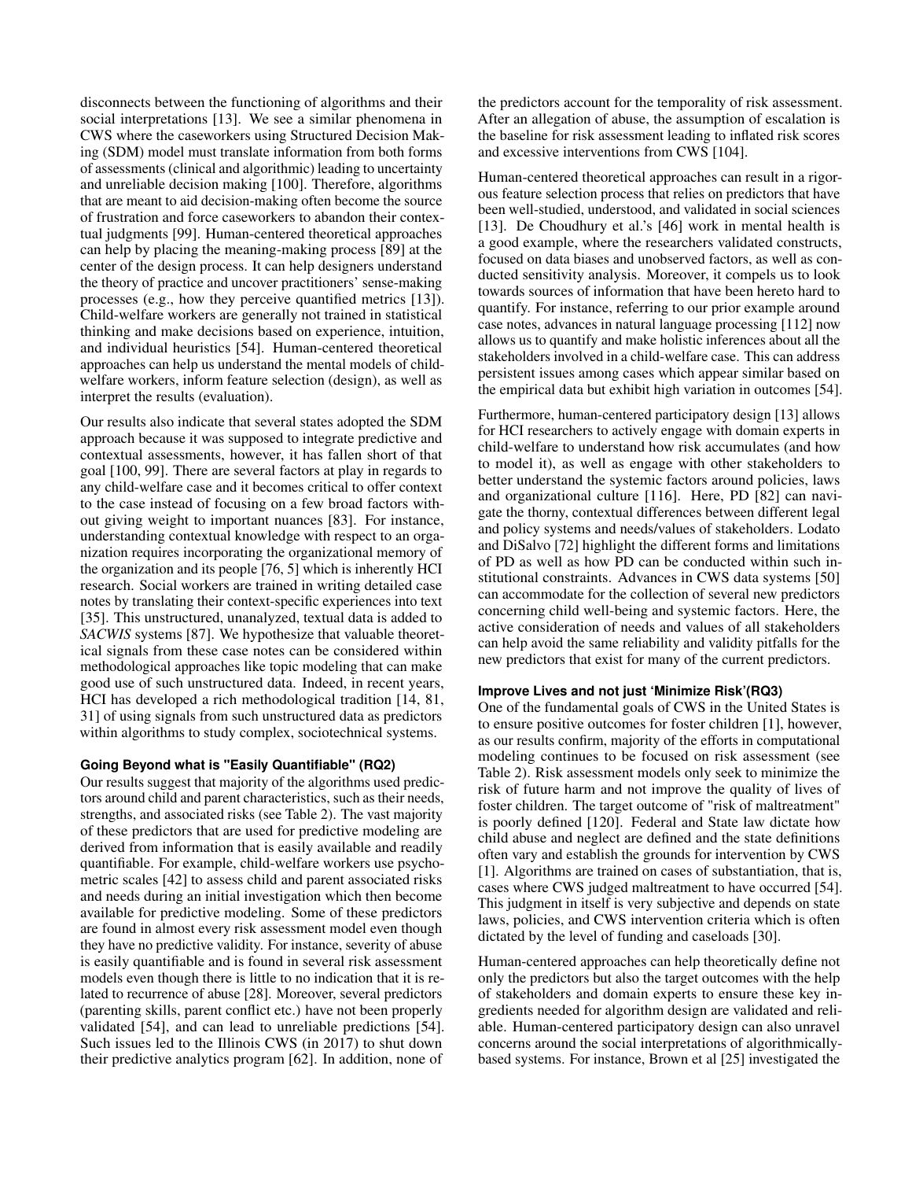disconnects between the functioning of algorithms and their social interpretations [13]. We see a similar phenomena in CWS where the caseworkers using Structured Decision Making (SDM) model must translate information from both forms of assessments (clinical and algorithmic) leading to uncertainty and unreliable decision making [100]. Therefore, algorithms that are meant to aid decision-making often become the source of frustration and force caseworkers to abandon their contextual judgments [99]. Human-centered theoretical approaches can help by placing the meaning-making process [89] at the center of the design process. It can help designers understand the theory of practice and uncover practitioners' sense-making processes (e.g., how they perceive quantified metrics [13]). Child-welfare workers are generally not trained in statistical thinking and make decisions based on experience, intuition, and individual heuristics [54]. Human-centered theoretical approaches can help us understand the mental models of child-welfare workers, inform feature selection (design), as well as interpret the results (evaluation).

Our results also indicate that several states adopted the SDM approach because it was supposed to integrate predictive and contextual assessments, however, it has fallen short of that goal [100, 99]. There are several factors at play in regards to any child-welfare case and it becomes critical to offer context to the case instead of focusing on a few broad factors without giving weight to important nuances [83]. For instance, understanding contextual knowledge with respect to an organization requires incorporating the organizational memory of the organization and its people [76, 5] which is inherently HCI research. Social workers are trained in writing detailed case notes by translating their context-specific experiences into text [35]. This unstructured, unanalyzed, textual data is added to *SACWIS* systems [87]. We hypothesize that valuable theoretical signals from these case notes can be considered within methodological approaches like topic modeling that can make good use of such unstructured data. Indeed, in recent years, HCI has developed a rich methodological tradition [14, 81, 31] of using signals from such unstructured data as predictors within algorithms to study complex, sociotechnical systems.

### Going Beyond what is "Easily Quantifiable" (RQ2)

Our results suggest that majority of the algorithms used predictors around child and parent characteristics, such as their needs, strengths, and associated risks (see Table 2). The vast majority of these predictors that are used for predictive modeling are derived from information that is easily available and readily quantifiable. For example, child-welfare workers use psychometric scales [42] to assess child and parent associated risks and needs during an initial investigation which then become available for predictive modeling. Some of these predictors are found in almost every risk assessment model even though they have no predictive validity. For instance, severity of abuse is easily quantifiable and is found in several risk assessment models even though there is little to no indication that it is related to recurrence of abuse [28]. Moreover, several predictors (parenting skills, parent conflict etc.) have not been properly validated [54], and can lead to unreliable predictions [54]. Such issues led to the Illinois CWS (in 2017) to shut down their predictive analytics program [62]. In addition, none of the predictors account for the temporality of risk assessment. After an allegation of abuse, the assumption of escalation is the baseline for risk assessment leading to inflated risk scores and excessive interventions from CWS [104].

Human-centered theoretical approaches can result in a rigorous feature selection process that relies on predictors that have been well-studied, understood, and validated in social sciences [13]. De Choudhury et al.'s [46] work in mental health is a good example, where the researchers validated constructs, focused on data biases and unobserved factors, as well as conducted sensitivity analysis. Moreover, it compels us to look towards sources of information that have been hereto hard to quantify. For instance, referring to our prior example around case notes, advances in natural language processing [112] now allows us to quantify and make holistic inferences about all the stakeholders involved in a child-welfare case. This can address persistent issues among cases which appear similar based on the empirical data but exhibit high variation in outcomes [54].

Furthermore, human-centered participatory design [13] allows for HCI researchers to actively engage with domain experts in child-welfare to understand how risk accumulates (and how to model it), as well as engage with other stakeholders to better understand the systemic factors around policies, laws and organizational culture [116]. Here, PD [82] can navigate the thorny, contextual differences between different legal and policy systems and needs/values of stakeholders. Lodato and DiSalvo [72] highlight the different forms and limitations of PD as well as how PD can be conducted within such institutional constraints. Advances in CWS data systems [50] can accommodate for the collection of several new predictors concerning child well-being and systemic factors. Here, the active consideration of needs and values of all stakeholders can help avoid the same reliability and validity pitfalls for the new predictors that exist for many of the current predictors.

### Improve Lives and not just 'Minimize Risk'(RQ3)

One of the fundamental goals of CWS in the United States is to ensure positive outcomes for foster children [1], however, as our results confirm, majority of the efforts in computational modeling continues to be focused on risk assessment (see Table 2). Risk assessment models only seek to minimize the risk of future harm and not improve the quality of lives of foster children. The target outcome of "risk of maltreatment" is poorly defined [120]. Federal and State law dictate how child abuse and neglect are defined and the state definitions often vary and establish the grounds for intervention by CWS [1]. Algorithms are trained on cases of substantiation, that is, cases where CWS judged maltreatment to have occurred [54]. This judgment in itself is very subjective and depends on state laws, policies, and CWS intervention criteria which is often dictated by the level of funding and caseloads [30].

Human-centered approaches can help theoretically define not only the predictors but also the target outcomes with the help of stakeholders and domain experts to ensure these key ingredients needed for algorithm design are validated and reliable. Human-centered participatory design can also unravel concerns around the social interpretations of algorithmically-based systems. For instance, Brown et al [25] investigated the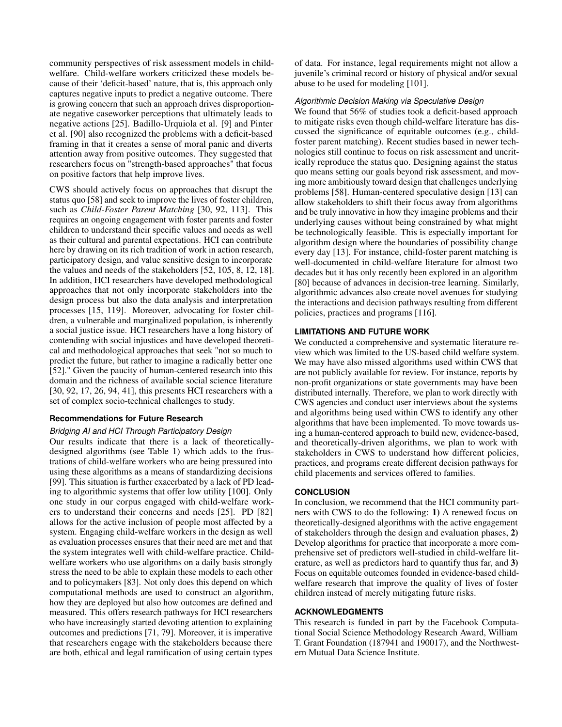community perspectives of risk assessment models in child-welfare. Child-welfare workers criticized these models because of their 'deficit-based' nature, that is, this approach only captures negative inputs to predict a negative outcome. There is growing concern that such an approach drives disproportionate negative caseworker perceptions that ultimately leads to negative actions [25]. Badillo-Urquiola et al. [9] and Pinter et al. [90] also recognized the problems with a deficit-based framing in that it creates a sense of moral panic and diverts attention away from positive outcomes. They suggested that researchers focus on "strength-based approaches" that focus on positive factors that help improve lives.

CWS should actively focus on approaches that disrupt the status quo [58] and seek to improve the lives of foster children, such as *Child-Foster Parent Matching* [30, 92, 113]. This requires an ongoing engagement with foster parents and foster children to understand their specific values and needs as well as their cultural and parental expectations. HCI can contribute here by drawing on its rich tradition of work in action research, participatory design, and value sensitive design to incorporate the values and needs of the stakeholders [52, 105, 8, 12, 18]. In addition, HCI researchers have developed methodological approaches that not only incorporate stakeholders into the design process but also the data analysis and interpretation processes [15, 119]. Moreover, advocating for foster children, a vulnerable and marginalized population, is inherently a social justice issue. HCI researchers have a long history of contending with social injustices and have developed theoretical and methodological approaches that seek "not so much to predict the future, but rather to imagine a radically better one [52]." Given the paucity of human-centered research into this domain and the richness of available social science literature [30, 92, 17, 26, 94, 41], this presents HCI researchers with a set of complex socio-technical challenges to study.

### Recommendations for Future Research

#### *Bridging AI and HCI Through Participatory Design*

Our results indicate that there is a lack of theoretically-designed algorithms (see Table 1) which adds to the frustrations of child-welfare workers who are being pressured into using these algorithms as a means of standardizing decisions [99]. This situation is further exacerbated by a lack of PD leading to algorithmic systems that offer low utility [100]. Only one study in our corpus engaged with child-welfare workers to understand their concerns and needs [25]. PD [82] allows for the active inclusion of people most affected by a system. Engaging child-welfare workers in the design as well as evaluation processes ensures that their need are met and that the system integrates well with child-welfare practice. Child-welfare workers who use algorithms on a daily basis strongly stress the need to be able to explain these models to each other and to policymakers [83]. Not only does this depend on which computational methods are used to construct an algorithm, how they are deployed but also how outcomes are defined and measured. This offers research pathways for HCI researchers who have increasingly started devoting attention to explaining outcomes and predictions [71, 79]. Moreover, it is imperative that researchers engage with the stakeholders because there are both, ethical and legal ramification of using certain types of data. For instance, legal requirements might not allow a juvenile's criminal record or history of physical and/or sexual abuse to be used for modeling [101].

#### *Algorithmic Decision Making via Speculative Design*

We found that 56% of studies took a deficit-based approach to mitigate risks even though child-welfare literature has discussed the significance of equitable outcomes (e.g., child-foster parent matching). Recent studies based in newer technologies still continue to focus on risk assessment and uncritically reproduce the status quo. Designing against the status quo means setting our goals beyond risk assessment, and moving more ambitiously toward design that challenges underlying problems [58]. Human-centered speculative design [13] can allow stakeholders to shift their focus away from algorithms and be truly innovative in how they imagine problems and their underlying causes without being constrained by what might be technologically feasible. This is especially important for algorithm design where the boundaries of possibility change every day [13]. For instance, child-foster parent matching is well-documented in child-welfare literature for almost two decades but it has only recently been explored in an algorithm [80] because of advances in decision-tree learning. Similarly, algorithmic advances also create novel avenues for studying the interactions and decision pathways resulting from different policies, practices and programs [116].

## LIMITATIONS AND FUTURE WORK

We conducted a comprehensive and systematic literature review which was limited to the US-based child welfare system. We may have also missed algorithms used within CWS that are not publicly available for review. For instance, reports by non-profit organizations or state governments may have been distributed internally. Therefore, we plan to work directly with CWS agencies and conduct user interviews about the systems and algorithms being used within CWS to identify any other algorithms that have been implemented. To move towards using a human-centered approach to build new, evidence-based, and theoretically-driven algorithms, we plan to work with stakeholders in CWS to understand how different policies, practices, and programs create different decision pathways for child placements and services offered to families.

## CONCLUSION

In conclusion, we recommend that the HCI community partners with CWS to do the following: **1)** A renewed focus on theoretically-designed algorithms with the active engagement of stakeholders through the design and evaluation phases, **2)** Develop algorithms for practice that incorporate a more comprehensive set of predictors well-studied in child-welfare literature, as well as predictors hard to quantify thus far, and **3)** Focus on equitable outcomes founded in evidence-based child-welfare research that improve the quality of lives of foster children instead of merely mitigating future risks.

## ACKNOWLEDGMENTS

This research is funded in part by the Facebook Computational Social Science Methodology Research Award, William T. Grant Foundation (187941 and 190017), and the Northwestern Mutual Data Science Institute.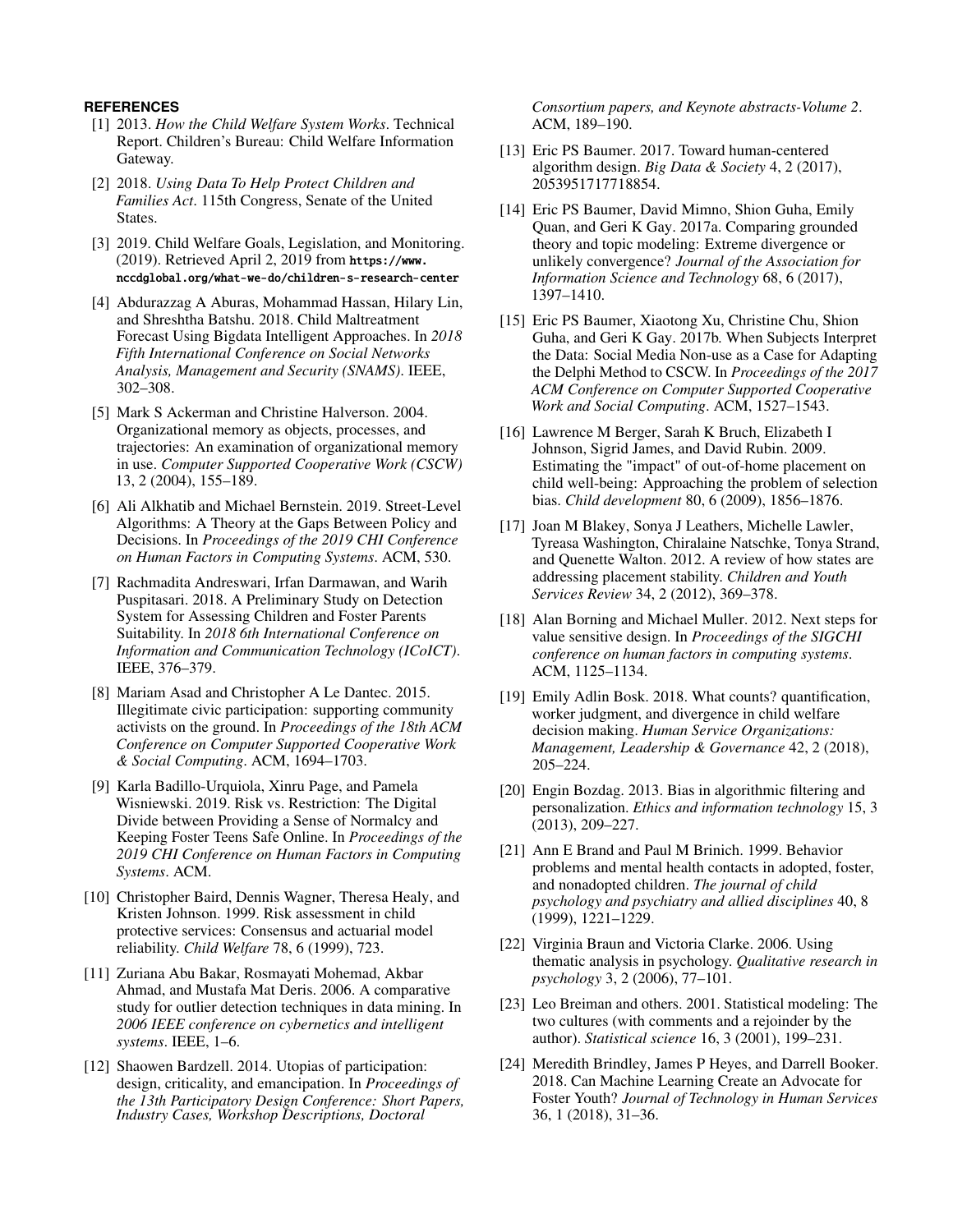## REFERENCES

[1] 2013. *How the Child Welfare System Works*. Technical Report. Children's Bureau: Child Welfare Information Gateway.

[2] 2018. *Using Data To Help Protect Children and Families Act*. 115th Congress, Senate of the United States.

[3] 2019. Child Welfare Goals, Legislation, and Monitoring. (2019). Retrieved April 2, 2019 from https://www.nccdglobal.org/what-we-do/children-s-research-center

[4] Abdurazzag A Aburas, Mohammad Hassan, Hilary Lin, and Shreshtha Batshu. 2018. Child Maltreatment Forecast Using Bigdata Intelligent Approaches. In *2018 Fifth International Conference on Social Networks Analysis, Management and Security (SNAMS)*. IEEE, 302–308.

[5] Mark S Ackerman and Christine Halverson. 2004. Organizational memory as objects, processes, and trajectories: An examination of organizational memory in use. *Computer Supported Cooperative Work (CSCW)* 13, 2 (2004), 155–189.

[6] Ali Alkhatib and Michael Bernstein. 2019. Street-Level Algorithms: A Theory at the Gaps Between Policy and Decisions. In *Proceedings of the 2019 CHI Conference on Human Factors in Computing Systems*. ACM, 530.

[7] Rachmadita Andreswari, Irfan Darmawan, and Warih Puspitasari. 2018. A Preliminary Study on Detection System for Assessing Children and Foster Parents Suitability. In *2018 6th International Conference on Information and Communication Technology (ICoICT)*. IEEE, 376–379.

[8] Mariam Asad and Christopher A Le Dantec. 2015. Illegitimate civic participation: supporting community activists on the ground. In *Proceedings of the 18th ACM Conference on Computer Supported Cooperative Work & Social Computing*. ACM, 1694–1703.

[9] Karla Badillo-Urquiola, Xinru Page, and Pamela Wisniewski. 2019. Risk vs. Restriction: The Digital Divide between Providing a Sense of Normalcy and Keeping Foster Teens Safe Online. In *Proceedings of the 2019 CHI Conference on Human Factors in Computing Systems*. ACM.

[10] Christopher Baird, Dennis Wagner, Theresa Healy, and Kristen Johnson. 1999. Risk assessment in child protective services: Consensus and actuarial model reliability. *Child Welfare* 78, 6 (1999), 723.

[11] Zuriana Abu Bakar, Rosmayati Mohemad, Akbar Ahmad, and Mustafa Mat Deris. 2006. A comparative study for outlier detection techniques in data mining. In *2006 IEEE conference on cybernetics and intelligent systems*. IEEE, 1–6.

[12] Shaowen Bardzell. 2014. Utopias of participation: design, criticality, and emancipation. In *Proceedings of the 13th Participatory Design Conference: Short Papers, Industry Cases, Workshop Descriptions, Doctoral Consortium papers, and Keynote abstracts-Volume 2*. ACM, 189–190.

[13] Eric PS Baumer. 2017. Toward human-centered algorithm design. *Big Data & Society* 4, 2 (2017), 2053951717718854.

[14] Eric PS Baumer, David Mimno, Shion Guha, Emily Quan, and Geri K Gay. 2017a. Comparing grounded theory and topic modeling: Extreme divergence or unlikely convergence? *Journal of the Association for Information Science and Technology* 68, 6 (2017), 1397–1410.

[15] Eric PS Baumer, Xiaotong Xu, Christine Chu, Shion Guha, and Geri K Gay. 2017b. When Subjects Interpret the Data: Social Media Non-use as a Case for Adapting the Delphi Method to CSCW. In *Proceedings of the 2017 ACM Conference on Computer Supported Cooperative Work and Social Computing*. ACM, 1527–1543.

[16] Lawrence M Berger, Sarah K Bruch, Elizabeth I Johnson, Sigrid James, and David Rubin. 2009. Estimating the "impact" of out-of-home placement on child well-being: Approaching the problem of selection bias. *Child development* 80, 6 (2009), 1856–1876.

[17] Joan M Blakey, Sonya J Leathers, Michelle Lawler, Tyreasa Washington, Chiralaine Natschke, Tonya Strand, and Quenette Walton. 2012. A review of how states are addressing placement stability. *Children and Youth Services Review* 34, 2 (2012), 369–378.

[18] Alan Borning and Michael Muller. 2012. Next steps for value sensitive design. In *Proceedings of the SIGCHI conference on human factors in computing systems*. ACM, 1125–1134.

[19] Emily Adlin Bosk. 2018. What counts? quantification, worker judgment, and divergence in child welfare decision making. *Human Service Organizations: Management, Leadership & Governance* 42, 2 (2018), 205–224.

[20] Engin Bozdag. 2013. Bias in algorithmic filtering and personalization. *Ethics and information technology* 15, 3 (2013), 209–227.

[21] Ann E Brand and Paul M Brinich. 1999. Behavior problems and mental health contacts in adopted, foster, and nonadopted children. *The journal of child psychology and psychiatry and allied disciplines* 40, 8 (1999), 1221–1229.

[22] Virginia Braun and Victoria Clarke. 2006. Using thematic analysis in psychology. *Qualitative research in psychology* 3, 2 (2006), 77–101.

[23] Leo Breiman and others. 2001. Statistical modeling: The two cultures (with comments and a rejoinder by the author). *Statistical science* 16, 3 (2001), 199–231.

[24] Meredith Brindley, James P Heyes, and Darrell Booker. 2018. Can Machine Learning Create an Advocate for Foster Youth? *Journal of Technology in Human Services* 36, 1 (2018), 31–36.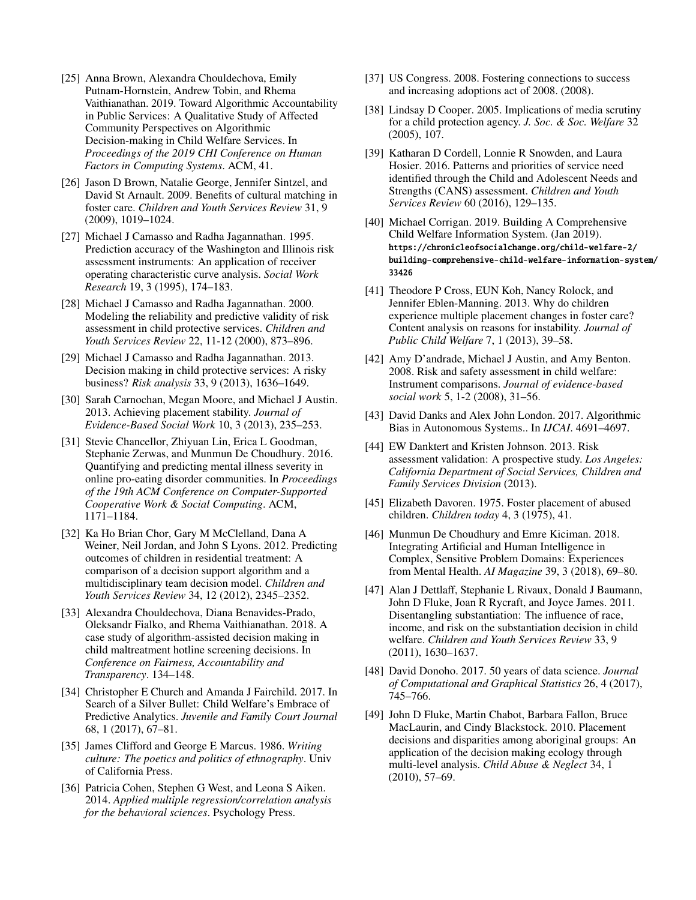[25] Anna Brown, Alexandra Chouldechova, Emily Putnam-Hornstein, Andrew Tobin, and Rhema Vaithianathan. 2019. Toward Algorithmic Accountability in Public Services: A Qualitative Study of Affected Community Perspectives on Algorithmic Decision-making in Child Welfare Services. In *Proceedings of the 2019 CHI Conference on Human Factors in Computing Systems*. ACM, 41.

[26] Jason D Brown, Natalie George, Jennifer Sintzel, and David St Arnault. 2009. Benefits of cultural matching in foster care. *Children and Youth Services Review* 31, 9 (2009), 1019–1024.

[27] Michael J Camasso and Radha Jagannathan. 1995. Prediction accuracy of the Washington and Illinois risk assessment instruments: An application of receiver operating characteristic curve analysis. *Social Work Research* 19, 3 (1995), 174–183.

[28] Michael J Camasso and Radha Jagannathan. 2000. Modeling the reliability and predictive validity of risk assessment in child protective services. *Children and Youth Services Review* 22, 11-12 (2000), 873–896.

[29] Michael J Camasso and Radha Jagannathan. 2013. Decision making in child protective services: A risky business? *Risk analysis* 33, 9 (2013), 1636–1649.

[30] Sarah Carnochan, Megan Moore, and Michael J Austin. 2013. Achieving placement stability. *Journal of Evidence-Based Social Work* 10, 3 (2013), 235–253.

[31] Stevie Chancellor, Zhiyuan Lin, Erica L Goodman, Stephanie Zerwas, and Munmun De Choudhury. 2016. Quantifying and predicting mental illness severity in online pro-eating disorder communities. In *Proceedings of the 19th ACM Conference on Computer-Supported Cooperative Work & Social Computing*. ACM, 1171–1184.

[32] Ka Ho Brian Chor, Gary M McClelland, Dana A Weiner, Neil Jordan, and John S Lyons. 2012. Predicting outcomes of children in residential treatment: A comparison of a decision support algorithm and a multidisciplinary team decision model. *Children and Youth Services Review* 34, 12 (2012), 2345–2352.

[33] Alexandra Chouldechova, Diana Benavides-Prado, Oleksandr Fialko, and Rhema Vaithianathan. 2018. A case study of algorithm-assisted decision making in child maltreatment hotline screening decisions. In *Conference on Fairness, Accountability and Transparency*. 134–148.

[34] Christopher E Church and Amanda J Fairchild. 2017. In Search of a Silver Bullet: Child Welfare's Embrace of Predictive Analytics. *Juvenile and Family Court Journal* 68, 1 (2017), 67–81.

[35] James Clifford and George E Marcus. 1986. *Writing culture: The poetics and politics of ethnography*. Univ of California Press.

[36] Patricia Cohen, Stephen G West, and Leona S Aiken. 2014. *Applied multiple regression/correlation analysis for the behavioral sciences*. Psychology Press.

[37] US Congress. 2008. Fostering connections to success and increasing adoptions act of 2008. (2008).

[38] Lindsay D Cooper. 2005. Implications of media scrutiny for a child protection agency. *J. Soc. & Soc. Welfare* 32 (2005), 107.

[39] Katharan D Cordell, Lonnie R Snowden, and Laura Hosier. 2016. Patterns and priorities of service need identified through the Child and Adolescent Needs and Strengths (CANS) assessment. *Children and Youth Services Review* 60 (2016), 129–135.

[40] Michael Corrigan. 2019. Building A Comprehensive Child Welfare Information System. (Jan 2019). `https://chronicleofsocialchange.org/child-welfare-2/building-comprehensive-child-welfare-information-system/33426`

[41] Theodore P Cross, EUN Koh, Nancy Rolock, and Jennifer Eblen-Manning. 2013. Why do children experience multiple placement changes in foster care? Content analysis on reasons for instability. *Journal of Public Child Welfare* 7, 1 (2013), 39–58.

[42] Amy D'andrade, Michael J Austin, and Amy Benton. 2008. Risk and safety assessment in child welfare: Instrument comparisons. *Journal of evidence-based social work* 5, 1-2 (2008), 31–56.

[43] David Danks and Alex John London. 2017. Algorithmic Bias in Autonomous Systems.. In *IJCAI*. 4691–4697.

[44] EW Danktert and Kristen Johnson. 2013. Risk assessment validation: A prospective study. *Los Angeles: California Department of Social Services, Children and Family Services Division* (2013).

[45] Elizabeth Davoren. 1975. Foster placement of abused children. *Children today* 4, 3 (1975), 41.

[46] Munmun De Choudhury and Emre Kiciman. 2018. Integrating Artificial and Human Intelligence in Complex, Sensitive Problem Domains: Experiences from Mental Health. *AI Magazine* 39, 3 (2018), 69–80.

[47] Alan J Dettlaff, Stephanie L Rivaux, Donald J Baumann, John D Fluke, Joan R Rycraft, and Joyce James. 2011. Disentangling substantiation: The influence of race, income, and risk on the substantiation decision in child welfare. *Children and Youth Services Review* 33, 9 (2011), 1630–1637.

[48] David Donoho. 2017. 50 years of data science. *Journal of Computational and Graphical Statistics* 26, 4 (2017), 745–766.

[49] John D Fluke, Martin Chabot, Barbara Fallon, Bruce MacLaurin, and Cindy Blackstock. 2010. Placement decisions and disparities among aboriginal groups: An application of the decision making ecology through multi-level analysis. *Child Abuse & Neglect* 34, 1 (2010), 57–69.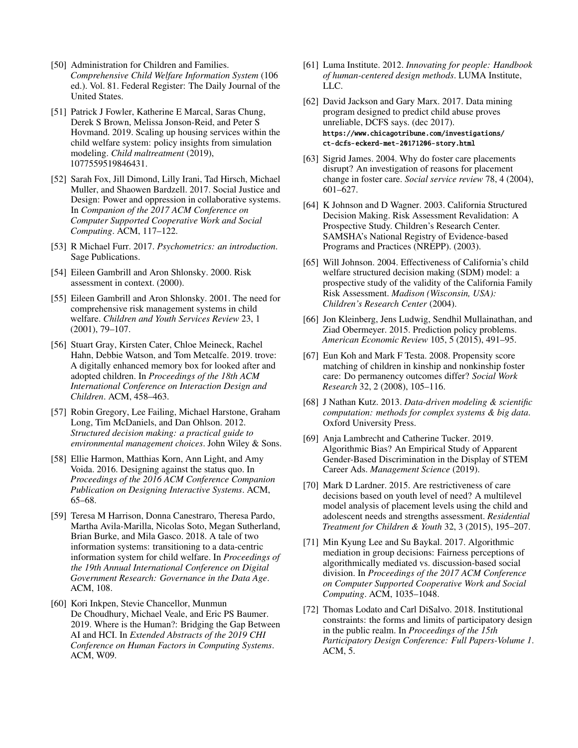[50] Administration for Children and Families. *Comprehensive Child Welfare Information System* (106 ed.). Vol. 81. Federal Register: The Daily Journal of the United States.

[51] Patrick J Fowler, Katherine E Marcal, Saras Chung, Derek S Brown, Melissa Jonson-Reid, and Peter S Hovmand. 2019. Scaling up housing services within the child welfare system: policy insights from simulation modeling. *Child maltreatment* (2019), 1077559519846431.

[52] Sarah Fox, Jill Dimond, Lilly Irani, Tad Hirsch, Michael Muller, and Shaowen Bardzell. 2017. Social Justice and Design: Power and oppression in collaborative systems. In *Companion of the 2017 ACM Conference on Computer Supported Cooperative Work and Social Computing*. ACM, 117–122.

[53] R Michael Furr. 2017. *Psychometrics: an introduction*. Sage Publications.

[54] Eileen Gambrill and Aron Shlonsky. 2000. Risk assessment in context. (2000).

[55] Eileen Gambrill and Aron Shlonsky. 2001. The need for comprehensive risk management systems in child welfare. *Children and Youth Services Review* 23, 1 (2001), 79–107.

[56] Stuart Gray, Kirsten Cater, Chloe Meineck, Rachel Hahn, Debbie Watson, and Tom Metcalfe. 2019. trove: A digitally enhanced memory box for looked after and adopted children. In *Proceedings of the 18th ACM International Conference on Interaction Design and Children*. ACM, 458–463.

[57] Robin Gregory, Lee Failing, Michael Harstone, Graham Long, Tim McDaniels, and Dan Ohlson. 2012. *Structured decision making: a practical guide to environmental management choices*. John Wiley & Sons.

[58] Ellie Harmon, Matthias Korn, Ann Light, and Amy Voida. 2016. Designing against the status quo. In *Proceedings of the 2016 ACM Conference Companion Publication on Designing Interactive Systems*. ACM, 65–68.

[59] Teresa M Harrison, Donna Canestraro, Theresa Pardo, Martha Avila-Marilla, Nicolas Soto, Megan Sutherland, Brian Burke, and Mila Gasco. 2018. A tale of two information systems: transitioning to a data-centric information system for child welfare. In *Proceedings of the 19th Annual International Conference on Digital Government Research: Governance in the Data Age*. ACM, 108.

[60] Kori Inkpen, Stevie Chancellor, Munmun De Choudhury, Michael Veale, and Eric PS Baumer. 2019. Where is the Human?: Bridging the Gap Between AI and HCI. In *Extended Abstracts of the 2019 CHI Conference on Human Factors in Computing Systems*. ACM, W09.

[61] Luma Institute. 2012. *Innovating for people: Handbook of human-centered design methods*. LUMA Institute, LLC.

[62] David Jackson and Gary Marx. 2017. Data mining program designed to predict child abuse proves unreliable, DCFS says. (dec 2017). https://www.chicagotribune.com/investigations/ct-dcfs-eckerd-met-20171206-story.html

[63] Sigrid James. 2004. Why do foster care placements disrupt? An investigation of reasons for placement change in foster care. *Social service review* 78, 4 (2004), 601–627.

[64] K Johnson and D Wagner. 2003. California Structured Decision Making. Risk Assessment Revalidation: A Prospective Study. Children's Research Center. SAMSHA's National Registry of Evidence-based Programs and Practices (NREPP). (2003).

[65] Will Johnson. 2004. Effectiveness of California's child welfare structured decision making (SDM) model: a prospective study of the validity of the California Family Risk Assessment. *Madison (Wisconsin, USA): Children's Research Center* (2004).

[66] Jon Kleinberg, Jens Ludwig, Sendhil Mullainathan, and Ziad Obermeyer. 2015. Prediction policy problems. *American Economic Review* 105, 5 (2015), 491–95.

[67] Eun Koh and Mark F Testa. 2008. Propensity score matching of children in kinship and nonkinship foster care: Do permanency outcomes differ? *Social Work Research* 32, 2 (2008), 105–116.

[68] J Nathan Kutz. 2013. *Data-driven modeling & scientific computation: methods for complex systems & big data*. Oxford University Press.

[69] Anja Lambrecht and Catherine Tucker. 2019. Algorithmic Bias? An Empirical Study of Apparent Gender-Based Discrimination in the Display of STEM Career Ads. *Management Science* (2019).

[70] Mark D Lardner. 2015. Are restrictiveness of care decisions based on youth level of need? A multilevel model analysis of placement levels using the child and adolescent needs and strengths assessment. *Residential Treatment for Children & Youth* 32, 3 (2015), 195–207.

[71] Min Kyung Lee and Su Baykal. 2017. Algorithmic mediation in group decisions: Fairness perceptions of algorithmically mediated vs. discussion-based social division. In *Proceedings of the 2017 ACM Conference on Computer Supported Cooperative Work and Social Computing*. ACM, 1035–1048.

[72] Thomas Lodato and Carl DiSalvo. 2018. Institutional constraints: the forms and limits of participatory design in the public realm. In *Proceedings of the 15th Participatory Design Conference: Full Papers-Volume 1*. ACM, 5.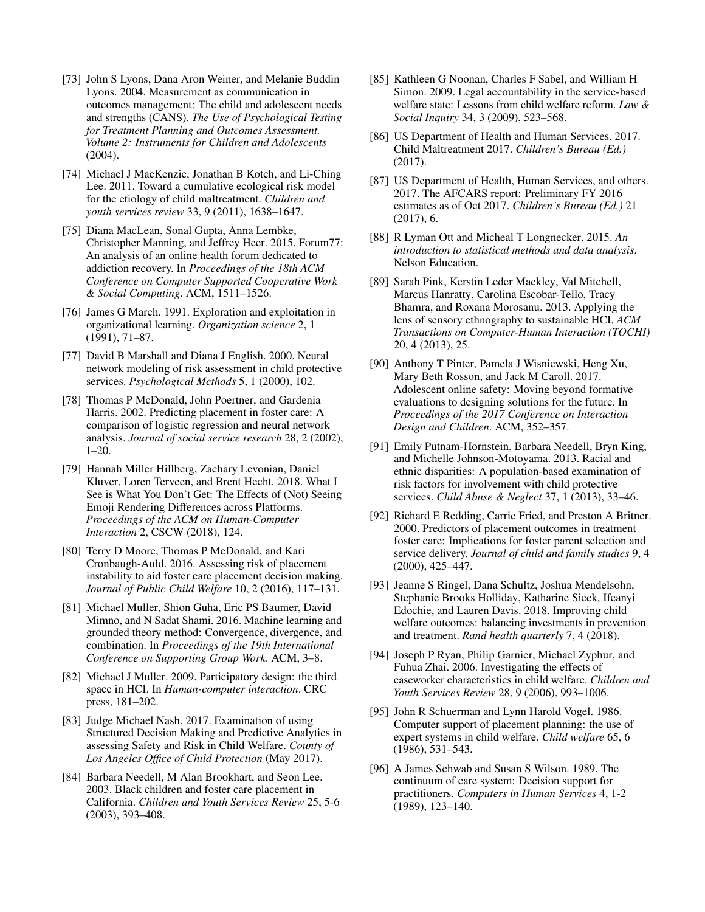[73] John S Lyons, Dana Aron Weiner, and Melanie Buddin Lyons. 2004. Measurement as communication in outcomes management: The child and adolescent needs and strengths (CANS). *The Use of Psychological Testing for Treatment Planning and Outcomes Assessment. Volume 2: Instruments for Children and Adolescents* (2004).

[74] Michael J MacKenzie, Jonathan B Kotch, and Li-Ching Lee. 2011. Toward a cumulative ecological risk model for the etiology of child maltreatment. *Children and youth services review* 33, 9 (2011), 1638–1647.

[75] Diana MacLean, Sonal Gupta, Anna Lembke, Christopher Manning, and Jeffrey Heer. 2015. Forum77: An analysis of an online health forum dedicated to addiction recovery. In *Proceedings of the 18th ACM Conference on Computer Supported Cooperative Work & Social Computing*. ACM, 1511–1526.

[76] James G March. 1991. Exploration and exploitation in organizational learning. *Organization science* 2, 1 (1991), 71–87.

[77] David B Marshall and Diana J English. 2000. Neural network modeling of risk assessment in child protective services. *Psychological Methods* 5, 1 (2000), 102.

[78] Thomas P McDonald, John Poertner, and Gardenia Harris. 2002. Predicting placement in foster care: A comparison of logistic regression and neural network analysis. *Journal of social service research* 28, 2 (2002), 1–20.

[79] Hannah Miller Hillberg, Zachary Levonian, Daniel Kluver, Loren Terveen, and Brent Hecht. 2018. What I See is What You Don't Get: The Effects of (Not) Seeing Emoji Rendering Differences across Platforms. *Proceedings of the ACM on Human-Computer Interaction* 2, CSCW (2018), 124.

[80] Terry D Moore, Thomas P McDonald, and Kari Cronbaugh-Auld. 2016. Assessing risk of placement instability to aid foster care placement decision making. *Journal of Public Child Welfare* 10, 2 (2016), 117–131.

[81] Michael Muller, Shion Guha, Eric PS Baumer, David Mimno, and N Sadat Shami. 2016. Machine learning and grounded theory method: Convergence, divergence, and combination. In *Proceedings of the 19th International Conference on Supporting Group Work*. ACM, 3–8.

[82] Michael J Muller. 2009. Participatory design: the third space in HCI. In *Human-computer interaction*. CRC press, 181–202.

[83] Judge Michael Nash. 2017. Examination of using Structured Decision Making and Predictive Analytics in assessing Safety and Risk in Child Welfare. *County of Los Angeles Office of Child Protection* (May 2017).

[84] Barbara Needell, M Alan Brookhart, and Seon Lee. 2003. Black children and foster care placement in California. *Children and Youth Services Review* 25, 5-6 (2003), 393–408.

[85] Kathleen G Noonan, Charles F Sabel, and William H Simon. 2009. Legal accountability in the service-based welfare state: Lessons from child welfare reform. *Law & Social Inquiry* 34, 3 (2009), 523–568.

[86] US Department of Health and Human Services. 2017. Child Maltreatment 2017. *Children's Bureau (Ed.)* (2017).

[87] US Department of Health, Human Services, and others. 2017. The AFCARS report: Preliminary FY 2016 estimates as of Oct 2017. *Children's Bureau (Ed.)* 21 (2017), 6.

[88] R Lyman Ott and Micheal T Longnecker. 2015. *An introduction to statistical methods and data analysis*. Nelson Education.

[89] Sarah Pink, Kerstin Leder Mackley, Val Mitchell, Marcus Hanratty, Carolina Escobar-Tello, Tracy Bhamra, and Roxana Morosanu. 2013. Applying the lens of sensory ethnography to sustainable HCI. *ACM Transactions on Computer-Human Interaction (TOCHI)* 20, 4 (2013), 25.

[90] Anthony T Pinter, Pamela J Wisniewski, Heng Xu, Mary Beth Rosson, and Jack M Caroll. 2017. Adolescent online safety: Moving beyond formative evaluations to designing solutions for the future. In *Proceedings of the 2017 Conference on Interaction Design and Children*. ACM, 352–357.

[91] Emily Putnam-Hornstein, Barbara Needell, Bryn King, and Michelle Johnson-Motoyama. 2013. Racial and ethnic disparities: A population-based examination of risk factors for involvement with child protective services. *Child Abuse & Neglect* 37, 1 (2013), 33–46.

[92] Richard E Redding, Carrie Fried, and Preston A Britner. 2000. Predictors of placement outcomes in treatment foster care: Implications for foster parent selection and service delivery. *Journal of child and family studies* 9, 4 (2000), 425–447.

[93] Jeanne S Ringel, Dana Schultz, Joshua Mendelsohn, Stephanie Brooks Holliday, Katharine Sieck, Ifeanyi Edochie, and Lauren Davis. 2018. Improving child welfare outcomes: balancing investments in prevention and treatment. *Rand health quarterly* 7, 4 (2018).

[94] Joseph P Ryan, Philip Garnier, Michael Zyphur, and Fuhua Zhai. 2006. Investigating the effects of caseworker characteristics in child welfare. *Children and Youth Services Review* 28, 9 (2006), 993–1006.

[95] John R Schuerman and Lynn Harold Vogel. 1986. Computer support of placement planning: the use of expert systems in child welfare. *Child welfare* 65, 6 (1986), 531–543.

[96] A James Schwab and Susan S Wilson. 1989. The continuum of care system: Decision support for practitioners. *Computers in Human Services* 4, 1-2 (1989), 123–140.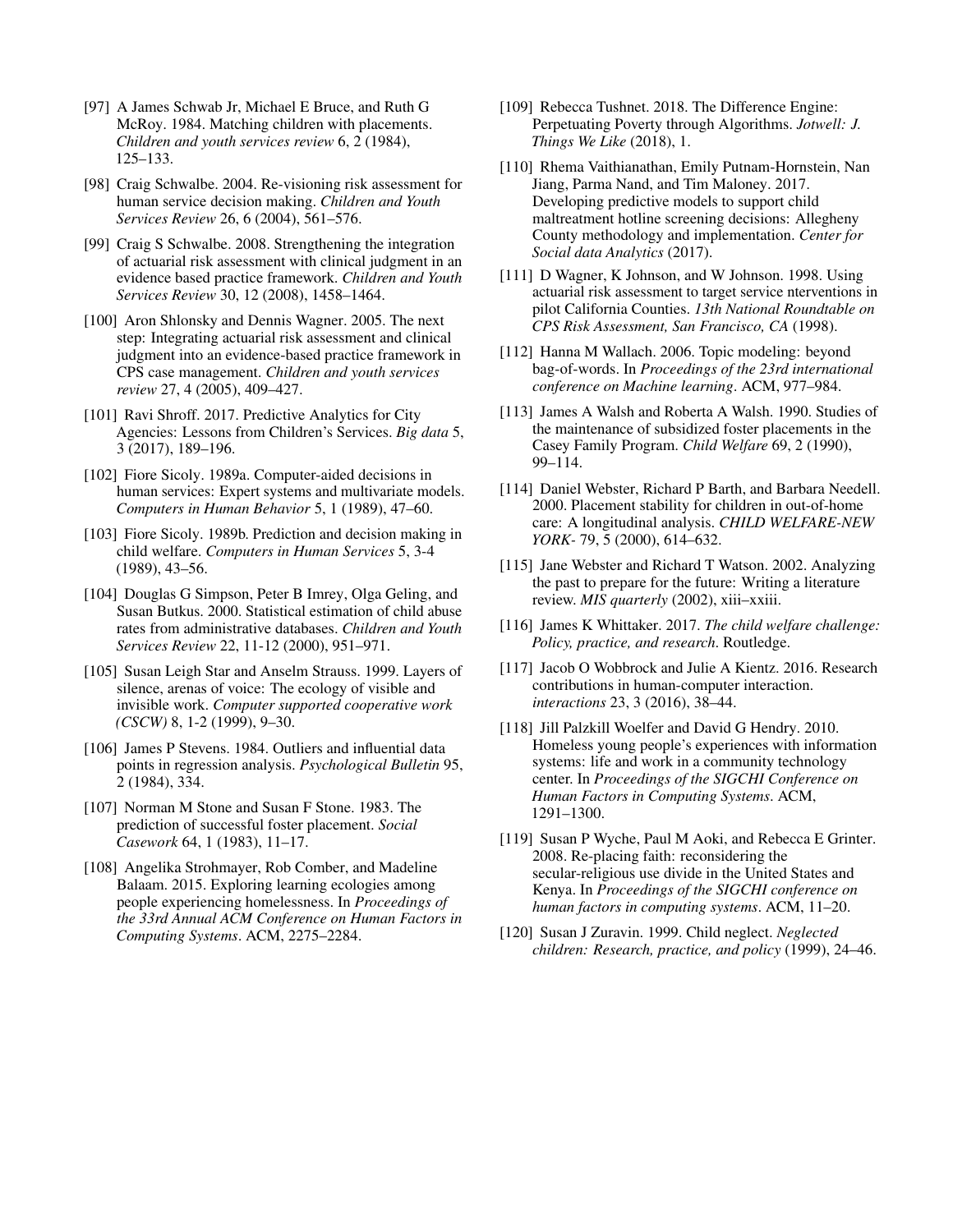[97] A James Schwab Jr, Michael E Bruce, and Ruth G McRoy. 1984. Matching children with placements. *Children and youth services review* 6, 2 (1984), 125–133.

[98] Craig Schwalbe. 2004. Re-visioning risk assessment for human service decision making. *Children and Youth Services Review* 26, 6 (2004), 561–576.

[99] Craig S Schwalbe. 2008. Strengthening the integration of actuarial risk assessment with clinical judgment in an evidence based practice framework. *Children and Youth Services Review* 30, 12 (2008), 1458–1464.

[100] Aron Shlonsky and Dennis Wagner. 2005. The next step: Integrating actuarial risk assessment and clinical judgment into an evidence-based practice framework in CPS case management. *Children and youth services review* 27, 4 (2005), 409–427.

[101] Ravi Shroff. 2017. Predictive Analytics for City Agencies: Lessons from Children's Services. *Big data* 5, 3 (2017), 189–196.

[102] Fiore Sicoly. 1989a. Computer-aided decisions in human services: Expert systems and multivariate models. *Computers in Human Behavior* 5, 1 (1989), 47–60.

[103] Fiore Sicoly. 1989b. Prediction and decision making in child welfare. *Computers in Human Services* 5, 3-4 (1989), 43–56.

[104] Douglas G Simpson, Peter B Imrey, Olga Geling, and Susan Butkus. 2000. Statistical estimation of child abuse rates from administrative databases. *Children and Youth Services Review* 22, 11-12 (2000), 951–971.

[105] Susan Leigh Star and Anselm Strauss. 1999. Layers of silence, arenas of voice: The ecology of visible and invisible work. *Computer supported cooperative work (CSCW)* 8, 1-2 (1999), 9–30.

[106] James P Stevens. 1984. Outliers and influential data points in regression analysis. *Psychological Bulletin* 95, 2 (1984), 334.

[107] Norman M Stone and Susan F Stone. 1983. The prediction of successful foster placement. *Social Casework* 64, 1 (1983), 11–17.

[108] Angelika Strohmayer, Rob Comber, and Madeline Balaam. 2015. Exploring learning ecologies among people experiencing homelessness. In *Proceedings of the 33rd Annual ACM Conference on Human Factors in Computing Systems*. ACM, 2275–2284.

[109] Rebecca Tushnet. 2018. The Difference Engine: Perpetuating Poverty through Algorithms. *Jotwell: J. Things We Like* (2018), 1.

[110] Rhema Vaithianathan, Emily Putnam-Hornstein, Nan Jiang, Parma Nand, and Tim Maloney. 2017. Developing predictive models to support child maltreatment hotline screening decisions: Allegheny County methodology and implementation. *Center for Social data Analytics* (2017).

[111] D Wagner, K Johnson, and W Johnson. 1998. Using actuarial risk assessment to target service nterventions in pilot California Counties. *13th National Roundtable on CPS Risk Assessment, San Francisco, CA* (1998).

[112] Hanna M Wallach. 2006. Topic modeling: beyond bag-of-words. In *Proceedings of the 23rd international conference on Machine learning*. ACM, 977–984.

[113] James A Walsh and Roberta A Walsh. 1990. Studies of the maintenance of subsidized foster placements in the Casey Family Program. *Child Welfare* 69, 2 (1990), 99–114.

[114] Daniel Webster, Richard P Barth, and Barbara Needell. 2000. Placement stability for children in out-of-home care: A longitudinal analysis. *CHILD WELFARE-NEW YORK-* 79, 5 (2000), 614–632.

[115] Jane Webster and Richard T Watson. 2002. Analyzing the past to prepare for the future: Writing a literature review. *MIS quarterly* (2002), xiii–xxiii.

[116] James K Whittaker. 2017. *The child welfare challenge: Policy, practice, and research*. Routledge.

[117] Jacob O Wobbrock and Julie A Kientz. 2016. Research contributions in human-computer interaction. *interactions* 23, 3 (2016), 38–44.

[118] Jill Palzkill Woelfer and David G Hendry. 2010. Homeless young people's experiences with information systems: life and work in a community technology center. In *Proceedings of the SIGCHI Conference on Human Factors in Computing Systems*. ACM, 1291–1300.

[119] Susan P Wyche, Paul M Aoki, and Rebecca E Grinter. 2008. Re-placing faith: reconsidering the secular-religious use divide in the United States and Kenya. In *Proceedings of the SIGCHI conference on human factors in computing systems*. ACM, 11–20.

[120] Susan J Zuravin. 1999. Child neglect. *Neglected children: Research, practice, and policy* (1999), 24–46.